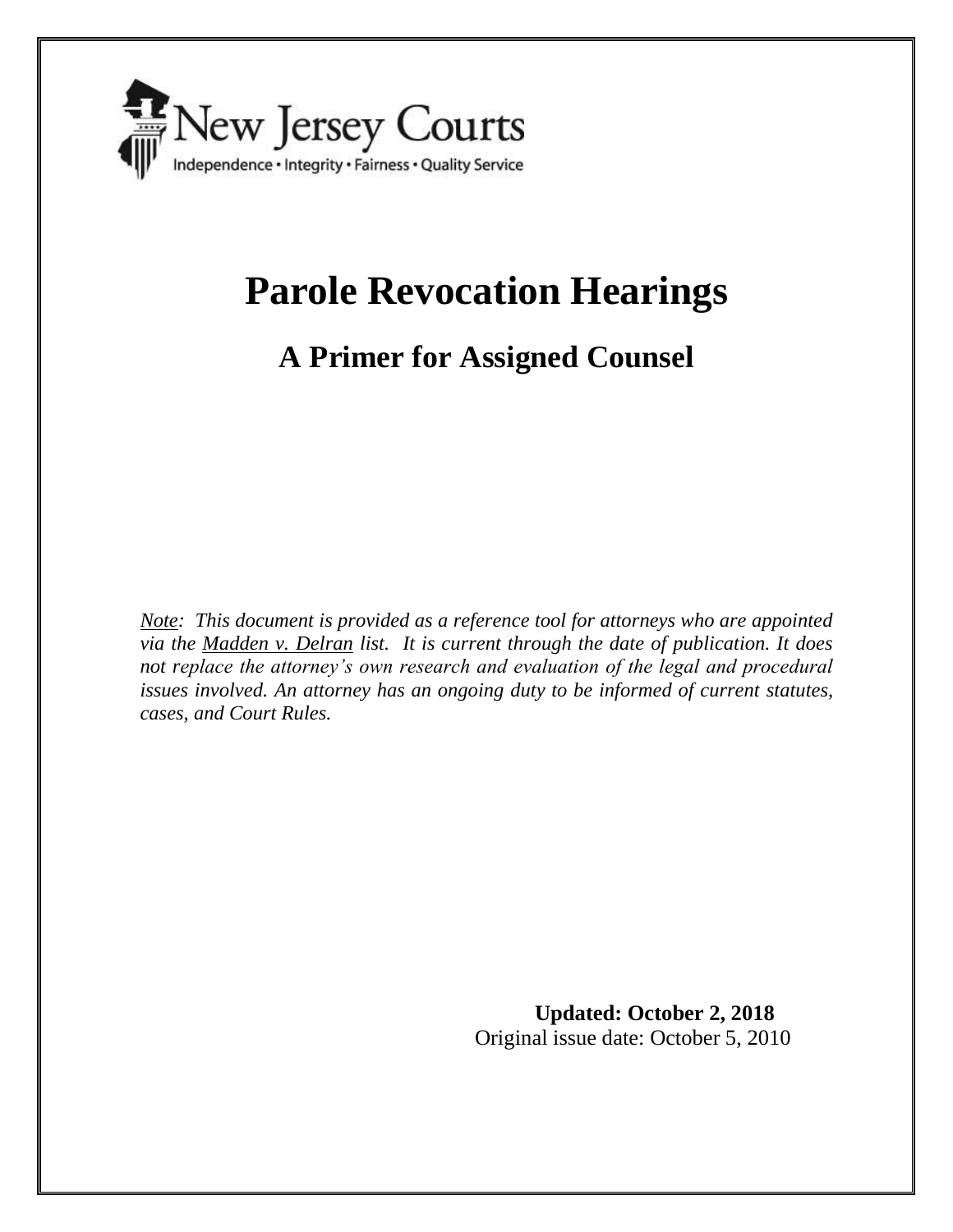New Jersey Courts

Independence • Integrity • Fairness • Quality Service

# Parole Revocation Hearings

## A Primer for Assigned Counsel

*Note: This document is provided as a reference tool for attorneys who are appointed via the Madden v. Delran list. It is current through the date of publication. It does not replace the attorney's own research and evaluation of the legal and procedural issues involved. An attorney has an ongoing duty to be informed of current statutes, cases, and Court Rules.*

**Updated: October 2, 2018**

Original issue date: October 5, 2010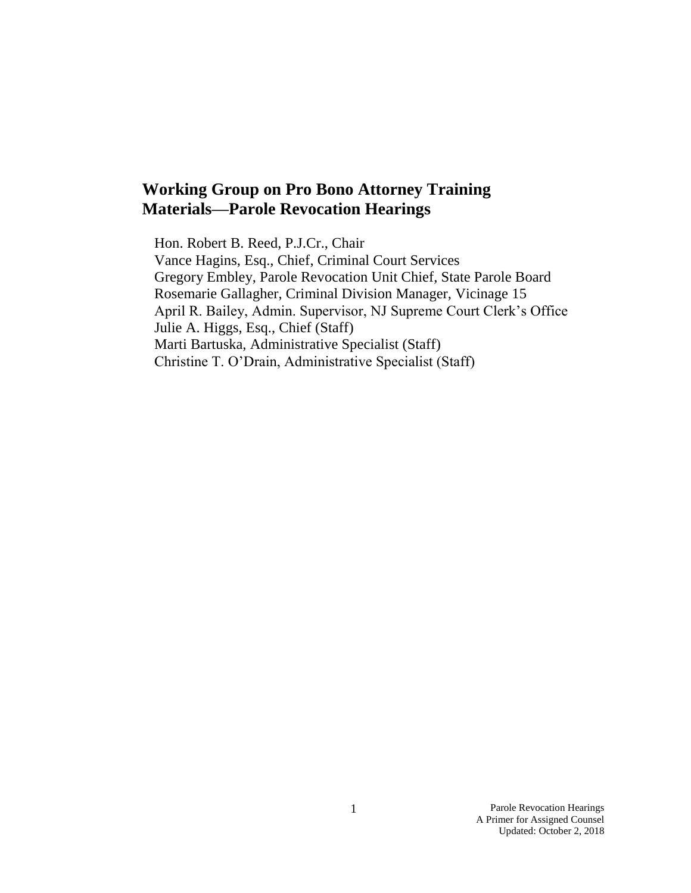## Working Group on Pro Bono Attorney Training Materials—Parole Revocation Hearings

Hon. Robert B. Reed, P.J.Cr., Chair
Vance Hagins, Esq., Chief, Criminal Court Services
Gregory Embley, Parole Revocation Unit Chief, State Parole Board
Rosemarie Gallagher, Criminal Division Manager, Vicinage 15
April R. Bailey, Admin. Supervisor, NJ Supreme Court Clerk's Office
Julie A. Higgs, Esq., Chief (Staff)
Marti Bartuska, Administrative Specialist (Staff)
Christine T. O'Drain, Administrative Specialist (Staff)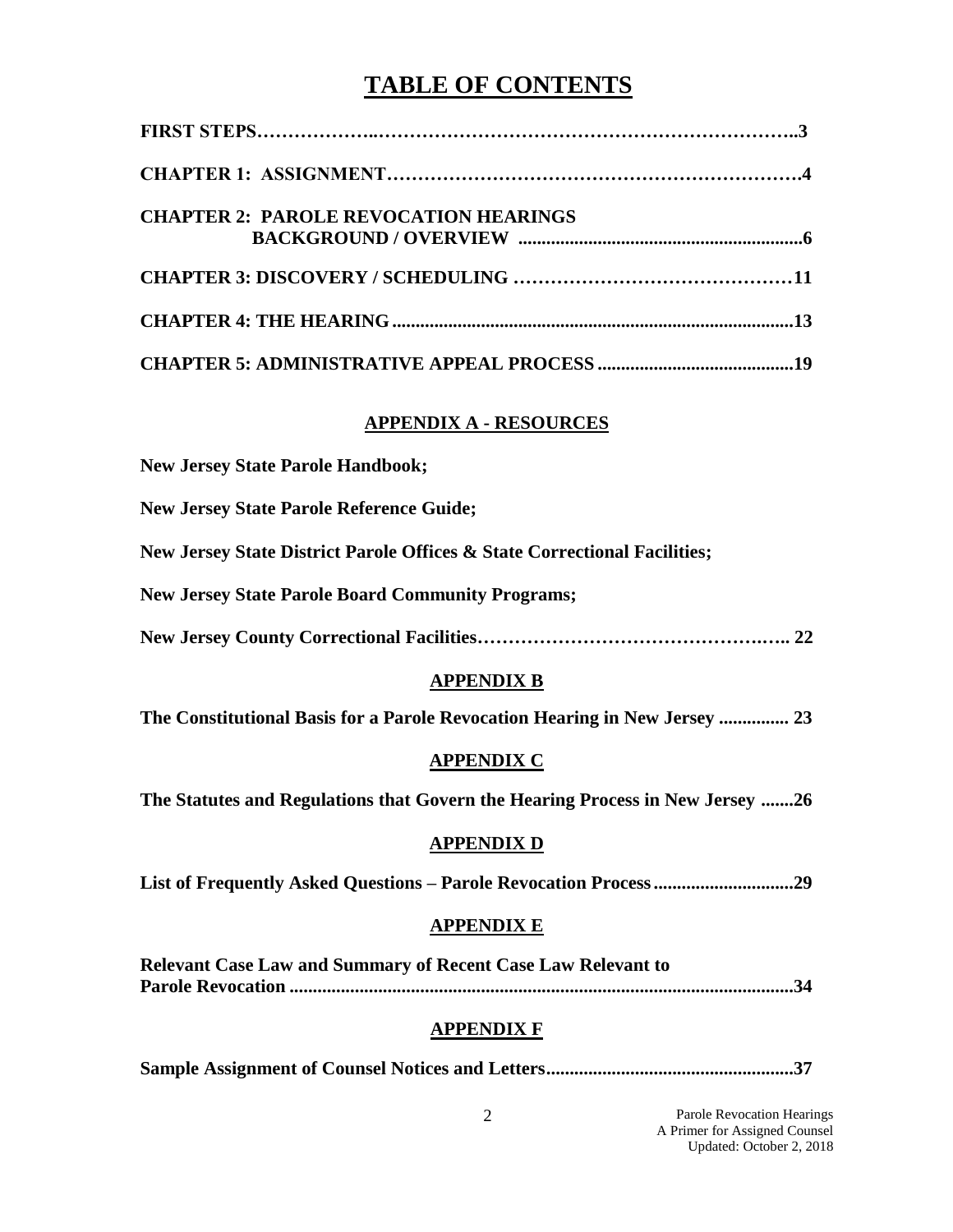# TABLE OF CONTENTS

**FIRST STEPS……………..………………………………………………………..3**

**CHAPTER 1: ASSIGNMENT…………………………………………………….4**

**CHAPTER 2: PAROLE REVOCATION HEARINGS BACKGROUND / OVERVIEW ............................................................6**

**CHAPTER 3: DISCOVERY / SCHEDULING ……………………………………11**

**CHAPTER 4: THE HEARING....................................................................................13**

**CHAPTER 5: ADMINISTRATIVE APPEAL PROCESS ..........................................19**

## APPENDIX A - RESOURCES

**New Jersey State Parole Handbook;**

**New Jersey State Parole Reference Guide;**

**New Jersey State District Parole Offices & State Correctional Facilities;**

**New Jersey State Parole Board Community Programs;**

**New Jersey County Correctional Facilities……………………………….….. 22**

## APPENDIX B

**The Constitutional Basis for a Parole Revocation Hearing in New Jersey ............... 23**

## APPENDIX C

**The Statutes and Regulations that Govern the Hearing Process in New Jersey .......26**

## APPENDIX D

**List of Frequently Asked Questions – Parole Revocation Process.............................29**

## APPENDIX E

**Relevant Case Law and Summary of Recent Case Law Relevant to Parole Revocation ...........................................................................................................34**

## APPENDIX F

**Sample Assignment of Counsel Notices and Letters....................................................37**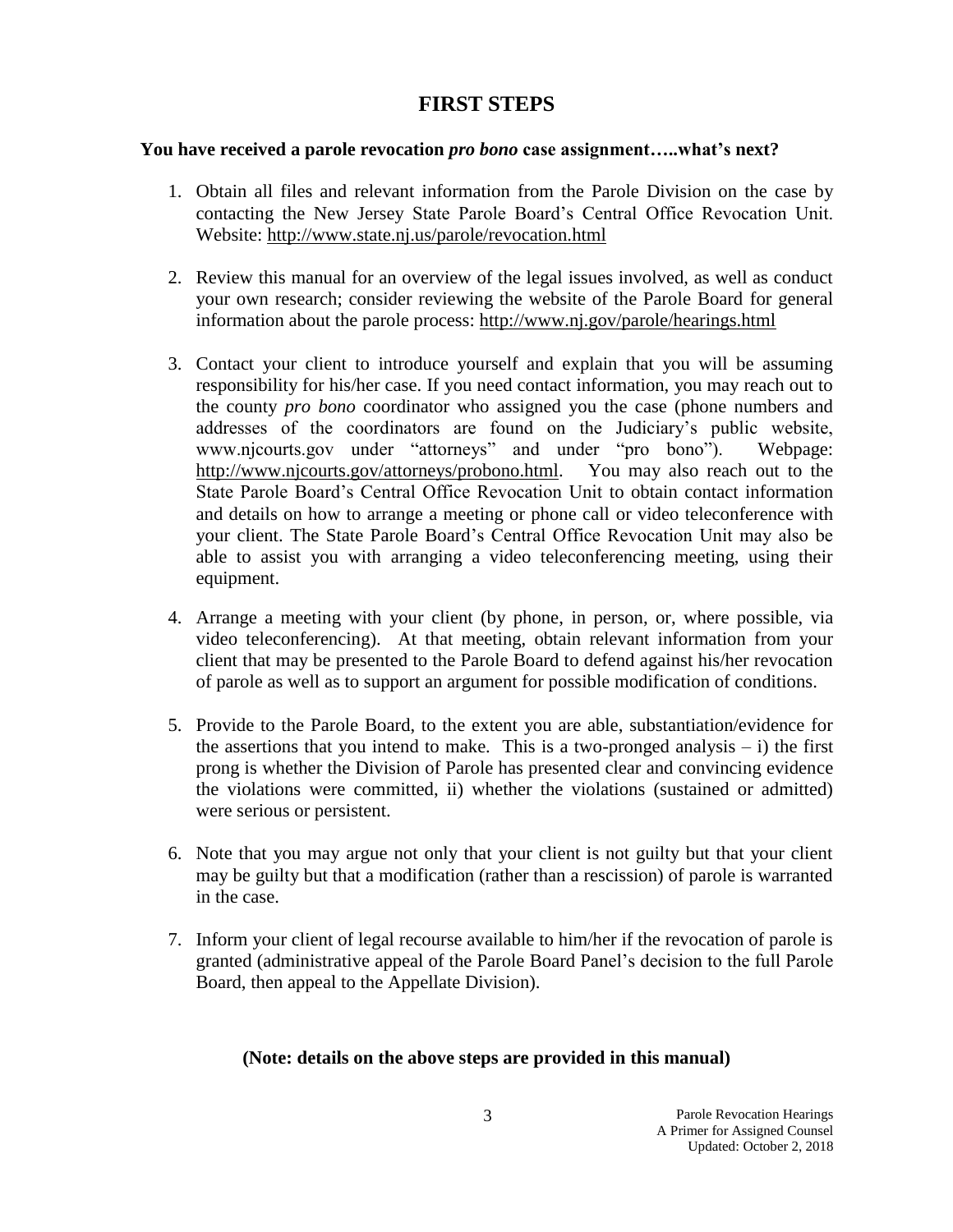# FIRST STEPS

**You have received a parole revocation *pro bono* case assignment…..what's next?**

1. Obtain all files and relevant information from the Parole Division on the case by contacting the New Jersey State Parole Board's Central Office Revocation Unit. Website: http://www.state.nj.us/parole/revocation.html

2. Review this manual for an overview of the legal issues involved, as well as conduct your own research; consider reviewing the website of the Parole Board for general information about the parole process: http://www.nj.gov/parole/hearings.html

3. Contact your client to introduce yourself and explain that you will be assuming responsibility for his/her case. If you need contact information, you may reach out to the county *pro bono* coordinator who assigned you the case (phone numbers and addresses of the coordinators are found on the Judiciary's public website, www.njcourts.gov under "attorneys" and under "pro bono"). Webpage: http://www.njcourts.gov/attorneys/probono.html. You may also reach out to the State Parole Board's Central Office Revocation Unit to obtain contact information and details on how to arrange a meeting or phone call or video teleconference with your client. The State Parole Board's Central Office Revocation Unit may also be able to assist you with arranging a video teleconferencing meeting, using their equipment.

4. Arrange a meeting with your client (by phone, in person, or, where possible, via video teleconferencing). At that meeting, obtain relevant information from your client that may be presented to the Parole Board to defend against his/her revocation of parole as well as to support an argument for possible modification of conditions.

5. Provide to the Parole Board, to the extent you are able, substantiation/evidence for the assertions that you intend to make. This is a two-pronged analysis – i) the first prong is whether the Division of Parole has presented clear and convincing evidence the violations were committed, ii) whether the violations (sustained or admitted) were serious or persistent.

6. Note that you may argue not only that your client is not guilty but that your client may be guilty but that a modification (rather than a rescission) of parole is warranted in the case.

7. Inform your client of legal recourse available to him/her if the revocation of parole is granted (administrative appeal of the Parole Board Panel's decision to the full Parole Board, then appeal to the Appellate Division).

**(Note: details on the above steps are provided in this manual)**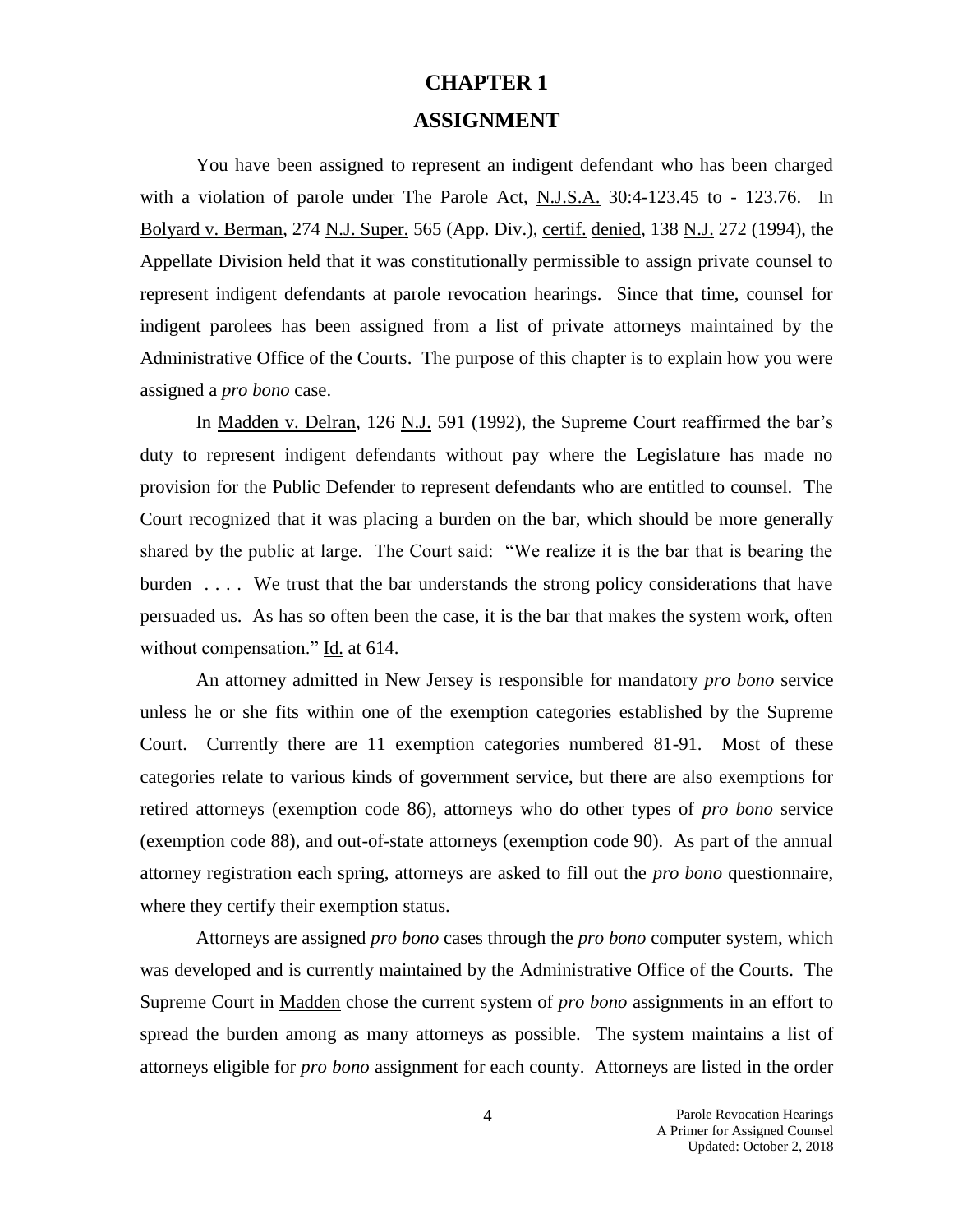# CHAPTER 1

## ASSIGNMENT

You have been assigned to represent an indigent defendant who has been charged with a violation of parole under The Parole Act, N.J.S.A. 30:4-123.45 to - 123.76. In Bolyard v. Berman, 274 N.J. Super. 565 (App. Div.), certif. denied, 138 N.J. 272 (1994), the Appellate Division held that it was constitutionally permissible to assign private counsel to represent indigent defendants at parole revocation hearings. Since that time, counsel for indigent parolees has been assigned from a list of private attorneys maintained by the Administrative Office of the Courts. The purpose of this chapter is to explain how you were assigned a *pro bono* case.

In Madden v. Delran, 126 N.J. 591 (1992), the Supreme Court reaffirmed the bar's duty to represent indigent defendants without pay where the Legislature has made no provision for the Public Defender to represent defendants who are entitled to counsel. The Court recognized that it was placing a burden on the bar, which should be more generally shared by the public at large. The Court said: "We realize it is the bar that is bearing the burden . . . . We trust that the bar understands the strong policy considerations that have persuaded us. As has so often been the case, it is the bar that makes the system work, often without compensation." Id. at 614.

An attorney admitted in New Jersey is responsible for mandatory *pro bono* service unless he or she fits within one of the exemption categories established by the Supreme Court. Currently there are 11 exemption categories numbered 81-91. Most of these categories relate to various kinds of government service, but there are also exemptions for retired attorneys (exemption code 86), attorneys who do other types of *pro bono* service (exemption code 88), and out-of-state attorneys (exemption code 90). As part of the annual attorney registration each spring, attorneys are asked to fill out the *pro bono* questionnaire, where they certify their exemption status.

Attorneys are assigned *pro bono* cases through the *pro bono* computer system, which was developed and is currently maintained by the Administrative Office of the Courts. The Supreme Court in Madden chose the current system of *pro bono* assignments in an effort to spread the burden among as many attorneys as possible. The system maintains a list of attorneys eligible for *pro bono* assignment for each county. Attorneys are listed in the order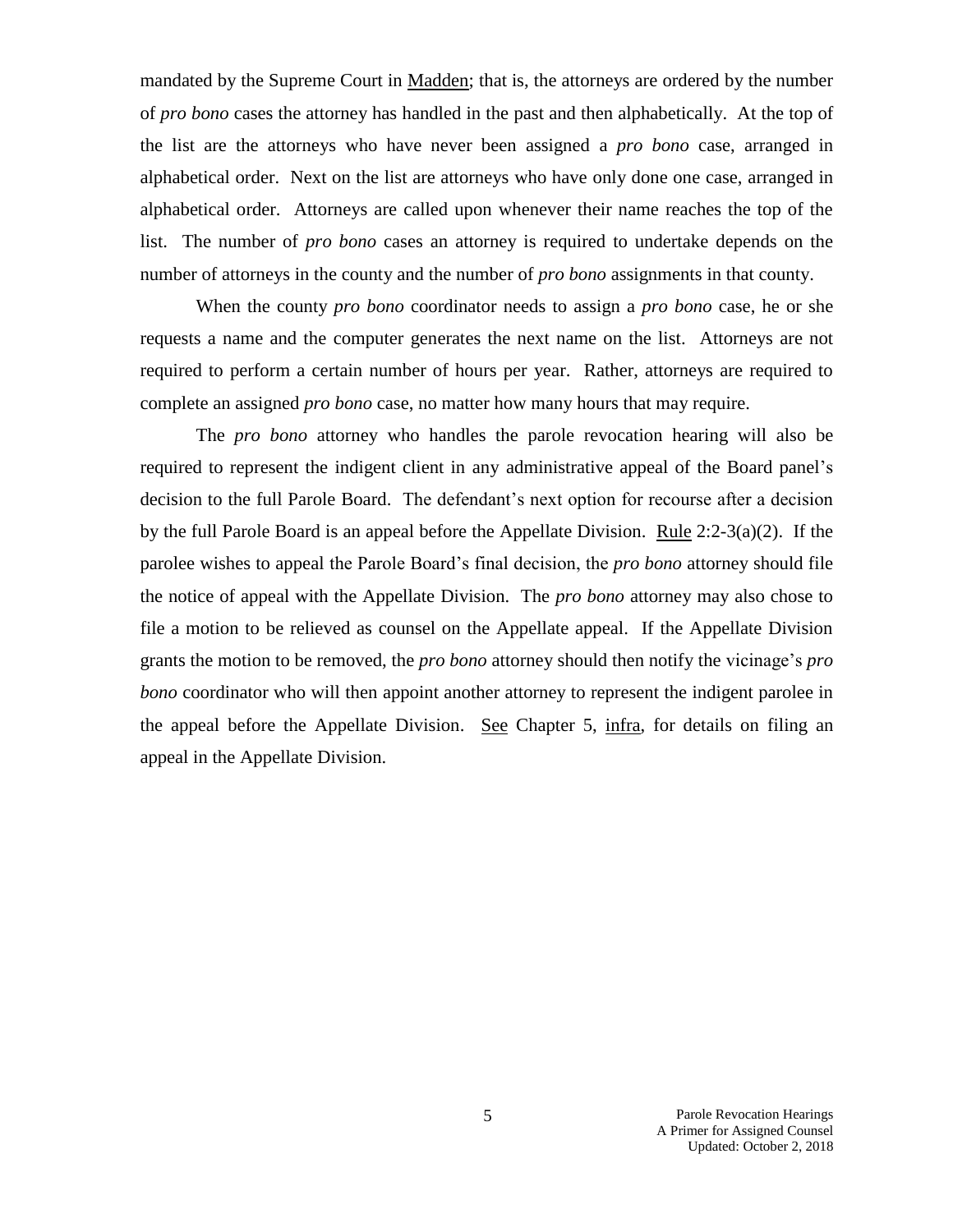mandated by the Supreme Court in Madden; that is, the attorneys are ordered by the number of *pro bono* cases the attorney has handled in the past and then alphabetically. At the top of the list are the attorneys who have never been assigned a *pro bono* case, arranged in alphabetical order. Next on the list are attorneys who have only done one case, arranged in alphabetical order. Attorneys are called upon whenever their name reaches the top of the list. The number of *pro bono* cases an attorney is required to undertake depends on the number of attorneys in the county and the number of *pro bono* assignments in that county.

When the county *pro bono* coordinator needs to assign a *pro bono* case, he or she requests a name and the computer generates the next name on the list. Attorneys are not required to perform a certain number of hours per year. Rather, attorneys are required to complete an assigned *pro bono* case, no matter how many hours that may require.

The *pro bono* attorney who handles the parole revocation hearing will also be required to represent the indigent client in any administrative appeal of the Board panel's decision to the full Parole Board. The defendant's next option for recourse after a decision by the full Parole Board is an appeal before the Appellate Division. Rule 2:2-3(a)(2). If the parolee wishes to appeal the Parole Board's final decision, the *pro bono* attorney should file the notice of appeal with the Appellate Division. The *pro bono* attorney may also chose to file a motion to be relieved as counsel on the Appellate appeal. If the Appellate Division grants the motion to be removed, the *pro bono* attorney should then notify the vicinage's *pro bono* coordinator who will then appoint another attorney to represent the indigent parolee in the appeal before the Appellate Division. See Chapter 5, infra, for details on filing an appeal in the Appellate Division.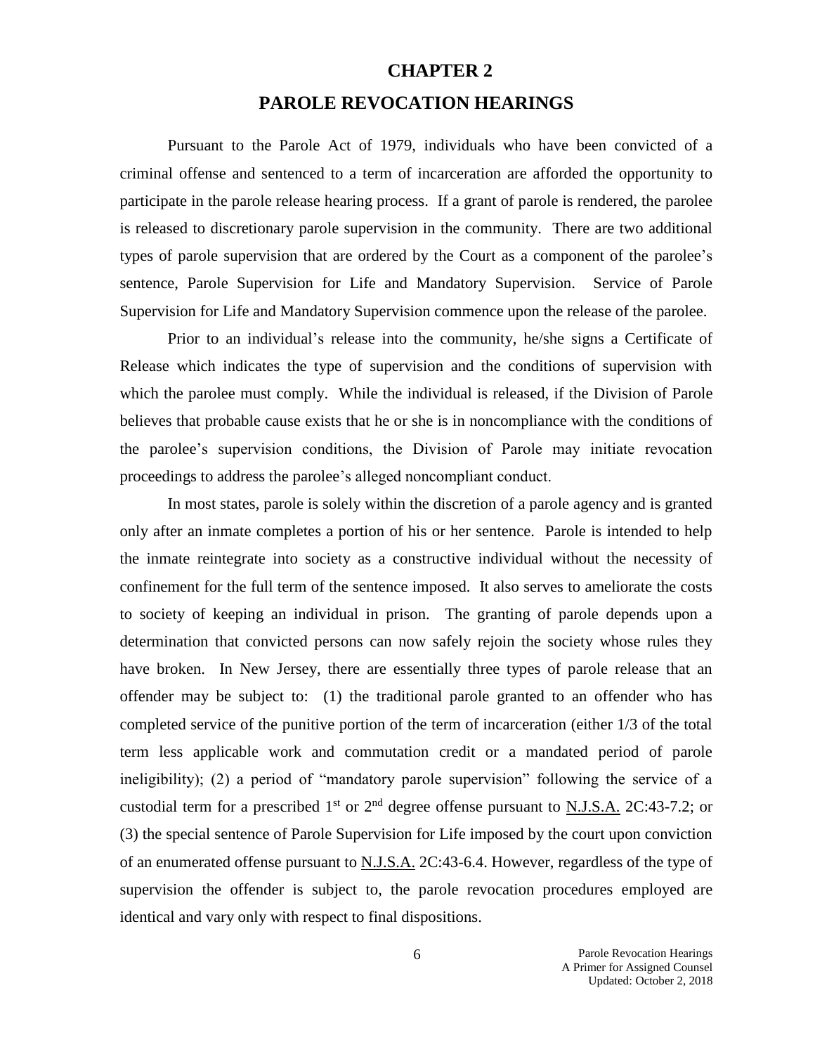# CHAPTER 2

# PAROLE REVOCATION HEARINGS

Pursuant to the Parole Act of 1979, individuals who have been convicted of a criminal offense and sentenced to a term of incarceration are afforded the opportunity to participate in the parole release hearing process. If a grant of parole is rendered, the parolee is released to discretionary parole supervision in the community. There are two additional types of parole supervision that are ordered by the Court as a component of the parolee's sentence, Parole Supervision for Life and Mandatory Supervision. Service of Parole Supervision for Life and Mandatory Supervision commence upon the release of the parolee.

Prior to an individual's release into the community, he/she signs a Certificate of Release which indicates the type of supervision and the conditions of supervision with which the parolee must comply. While the individual is released, if the Division of Parole believes that probable cause exists that he or she is in noncompliance with the conditions of the parolee's supervision conditions, the Division of Parole may initiate revocation proceedings to address the parolee's alleged noncompliant conduct.

In most states, parole is solely within the discretion of a parole agency and is granted only after an inmate completes a portion of his or her sentence. Parole is intended to help the inmate reintegrate into society as a constructive individual without the necessity of confinement for the full term of the sentence imposed. It also serves to ameliorate the costs to society of keeping an individual in prison. The granting of parole depends upon a determination that convicted persons can now safely rejoin the society whose rules they have broken. In New Jersey, there are essentially three types of parole release that an offender may be subject to: (1) the traditional parole granted to an offender who has completed service of the punitive portion of the term of incarceration (either 1/3 of the total term less applicable work and commutation credit or a mandated period of parole ineligibility); (2) a period of "mandatory parole supervision" following the service of a custodial term for a prescribed 1st or 2nd degree offense pursuant to N.J.S.A. 2C:43-7.2; or (3) the special sentence of Parole Supervision for Life imposed by the court upon conviction of an enumerated offense pursuant to N.J.S.A. 2C:43-6.4. However, regardless of the type of supervision the offender is subject to, the parole revocation procedures employed are identical and vary only with respect to final dispositions.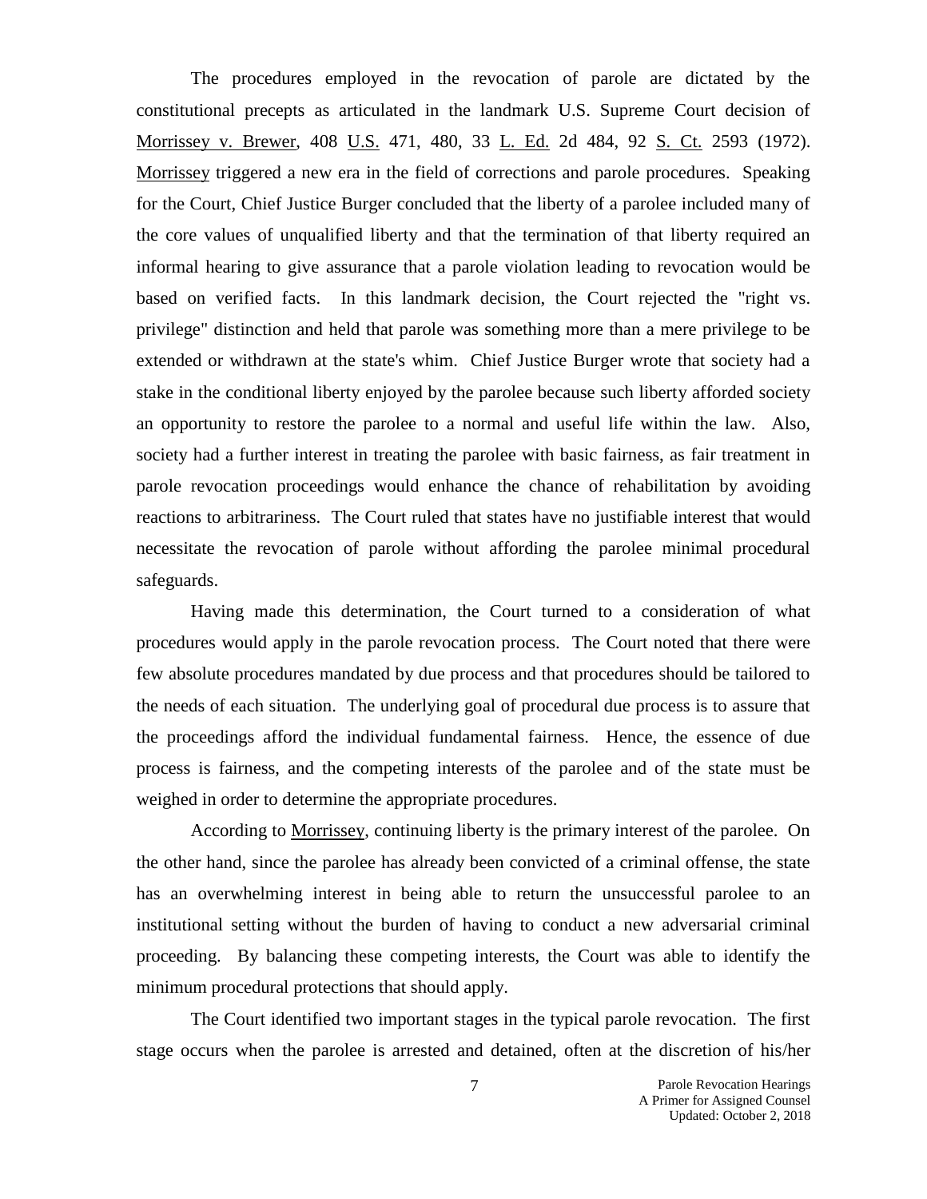The procedures employed in the revocation of parole are dictated by the constitutional precepts as articulated in the landmark U.S. Supreme Court decision of Morrissey v. Brewer, 408 U.S. 471, 480, 33 L. Ed. 2d 484, 92 S. Ct. 2593 (1972). Morrissey triggered a new era in the field of corrections and parole procedures. Speaking for the Court, Chief Justice Burger concluded that the liberty of a parolee included many of the core values of unqualified liberty and that the termination of that liberty required an informal hearing to give assurance that a parole violation leading to revocation would be based on verified facts. In this landmark decision, the Court rejected the "right vs. privilege" distinction and held that parole was something more than a mere privilege to be extended or withdrawn at the state's whim. Chief Justice Burger wrote that society had a stake in the conditional liberty enjoyed by the parolee because such liberty afforded society an opportunity to restore the parolee to a normal and useful life within the law. Also, society had a further interest in treating the parolee with basic fairness, as fair treatment in parole revocation proceedings would enhance the chance of rehabilitation by avoiding reactions to arbitrariness. The Court ruled that states have no justifiable interest that would necessitate the revocation of parole without affording the parolee minimal procedural safeguards.

Having made this determination, the Court turned to a consideration of what procedures would apply in the parole revocation process. The Court noted that there were few absolute procedures mandated by due process and that procedures should be tailored to the needs of each situation. The underlying goal of procedural due process is to assure that the proceedings afford the individual fundamental fairness. Hence, the essence of due process is fairness, and the competing interests of the parolee and of the state must be weighed in order to determine the appropriate procedures.

According to Morrissey, continuing liberty is the primary interest of the parolee. On the other hand, since the parolee has already been convicted of a criminal offense, the state has an overwhelming interest in being able to return the unsuccessful parolee to an institutional setting without the burden of having to conduct a new adversarial criminal proceeding. By balancing these competing interests, the Court was able to identify the minimum procedural protections that should apply.

The Court identified two important stages in the typical parole revocation. The first stage occurs when the parolee is arrested and detained, often at the discretion of his/her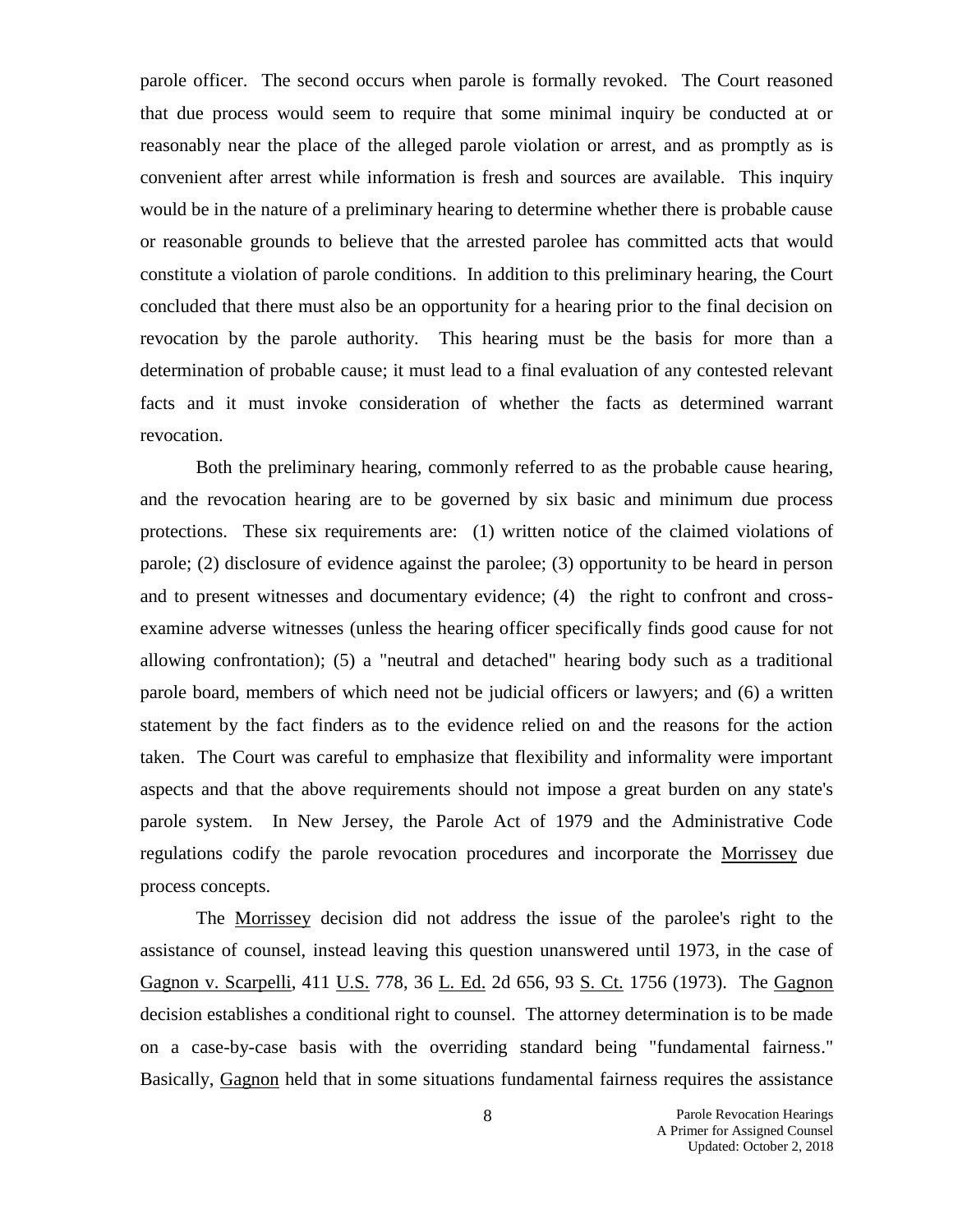parole officer. The second occurs when parole is formally revoked. The Court reasoned that due process would seem to require that some minimal inquiry be conducted at or reasonably near the place of the alleged parole violation or arrest, and as promptly as is convenient after arrest while information is fresh and sources are available. This inquiry would be in the nature of a preliminary hearing to determine whether there is probable cause or reasonable grounds to believe that the arrested parolee has committed acts that would constitute a violation of parole conditions. In addition to this preliminary hearing, the Court concluded that there must also be an opportunity for a hearing prior to the final decision on revocation by the parole authority. This hearing must be the basis for more than a determination of probable cause; it must lead to a final evaluation of any contested relevant facts and it must invoke consideration of whether the facts as determined warrant revocation.

Both the preliminary hearing, commonly referred to as the probable cause hearing, and the revocation hearing are to be governed by six basic and minimum due process protections. These six requirements are: (1) written notice of the claimed violations of parole; (2) disclosure of evidence against the parolee; (3) opportunity to be heard in person and to present witnesses and documentary evidence; (4) the right to confront and cross-examine adverse witnesses (unless the hearing officer specifically finds good cause for not allowing confrontation); (5) a "neutral and detached" hearing body such as a traditional parole board, members of which need not be judicial officers or lawyers; and (6) a written statement by the fact finders as to the evidence relied on and the reasons for the action taken. The Court was careful to emphasize that flexibility and informality were important aspects and that the above requirements should not impose a great burden on any state's parole system. In New Jersey, the Parole Act of 1979 and the Administrative Code regulations codify the parole revocation procedures and incorporate the Morrissey due process concepts.

The Morrissey decision did not address the issue of the parolee's right to the assistance of counsel, instead leaving this question unanswered until 1973, in the case of Gagnon v. Scarpelli, 411 U.S. 778, 36 L. Ed. 2d 656, 93 S. Ct. 1756 (1973). The Gagnon decision establishes a conditional right to counsel. The attorney determination is to be made on a case-by-case basis with the overriding standard being "fundamental fairness." Basically, Gagnon held that in some situations fundamental fairness requires the assistance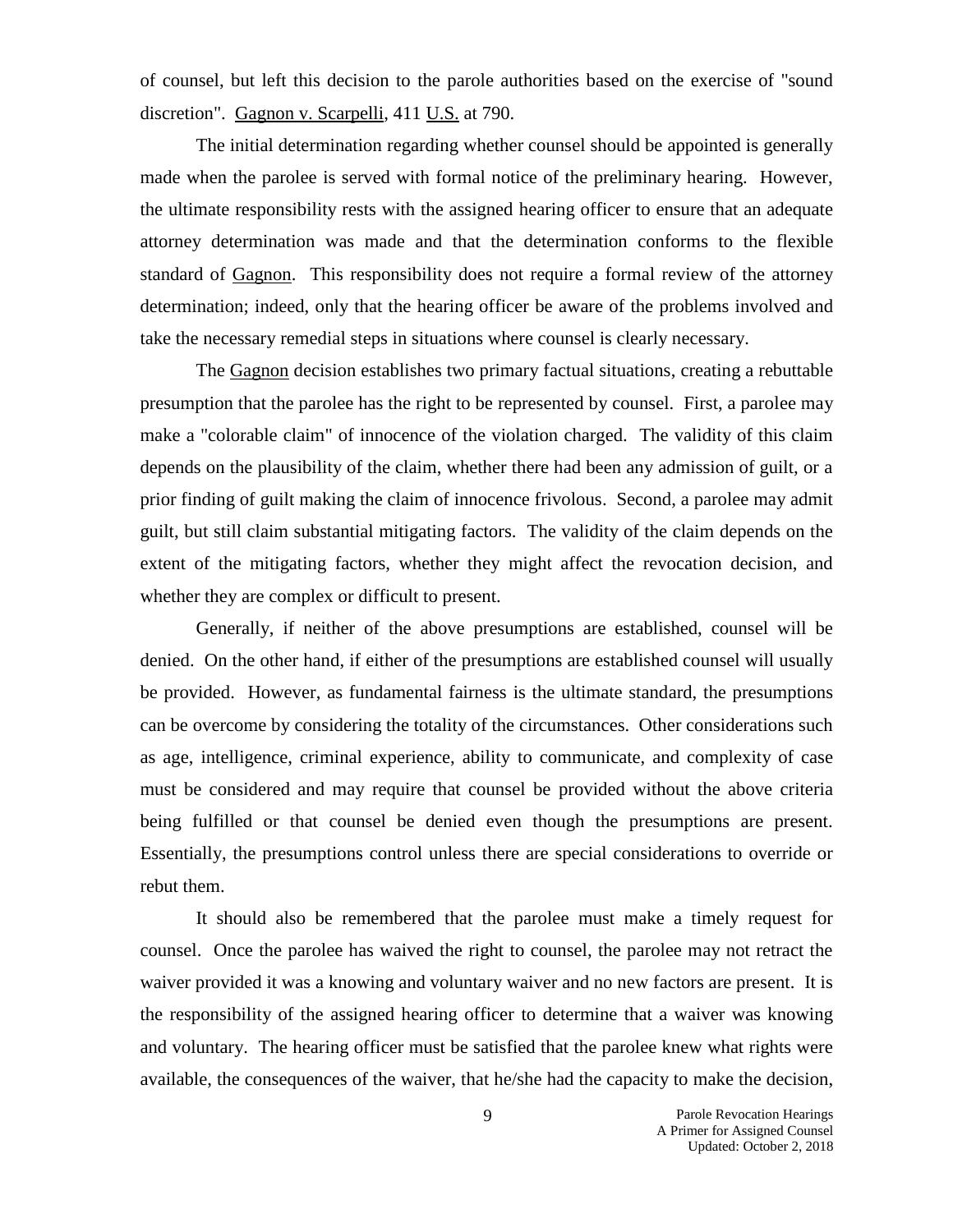of counsel, but left this decision to the parole authorities based on the exercise of "sound discretion". Gagnon v. Scarpelli, 411 U.S. at 790.

The initial determination regarding whether counsel should be appointed is generally made when the parolee is served with formal notice of the preliminary hearing. However, the ultimate responsibility rests with the assigned hearing officer to ensure that an adequate attorney determination was made and that the determination conforms to the flexible standard of Gagnon. This responsibility does not require a formal review of the attorney determination; indeed, only that the hearing officer be aware of the problems involved and take the necessary remedial steps in situations where counsel is clearly necessary.

The Gagnon decision establishes two primary factual situations, creating a rebuttable presumption that the parolee has the right to be represented by counsel. First, a parolee may make a "colorable claim" of innocence of the violation charged. The validity of this claim depends on the plausibility of the claim, whether there had been any admission of guilt, or a prior finding of guilt making the claim of innocence frivolous. Second, a parolee may admit guilt, but still claim substantial mitigating factors. The validity of the claim depends on the extent of the mitigating factors, whether they might affect the revocation decision, and whether they are complex or difficult to present.

Generally, if neither of the above presumptions are established, counsel will be denied. On the other hand, if either of the presumptions are established counsel will usually be provided. However, as fundamental fairness is the ultimate standard, the presumptions can be overcome by considering the totality of the circumstances. Other considerations such as age, intelligence, criminal experience, ability to communicate, and complexity of case must be considered and may require that counsel be provided without the above criteria being fulfilled or that counsel be denied even though the presumptions are present. Essentially, the presumptions control unless there are special considerations to override or rebut them.

It should also be remembered that the parolee must make a timely request for counsel. Once the parolee has waived the right to counsel, the parolee may not retract the waiver provided it was a knowing and voluntary waiver and no new factors are present. It is the responsibility of the assigned hearing officer to determine that a waiver was knowing and voluntary. The hearing officer must be satisfied that the parolee knew what rights were available, the consequences of the waiver, that he/she had the capacity to make the decision,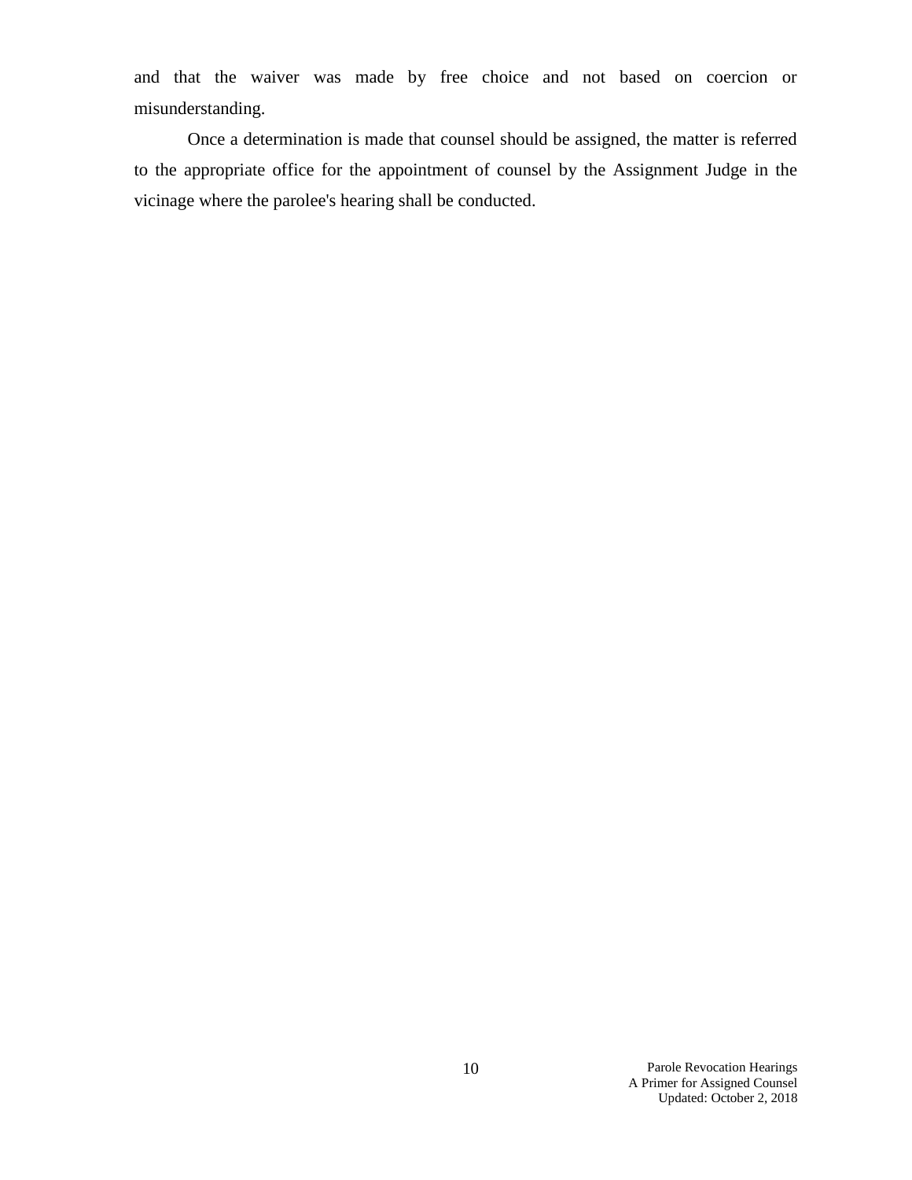and that the waiver was made by free choice and not based on coercion or misunderstanding.

Once a determination is made that counsel should be assigned, the matter is referred to the appropriate office for the appointment of counsel by the Assignment Judge in the vicinage where the parolee's hearing shall be conducted.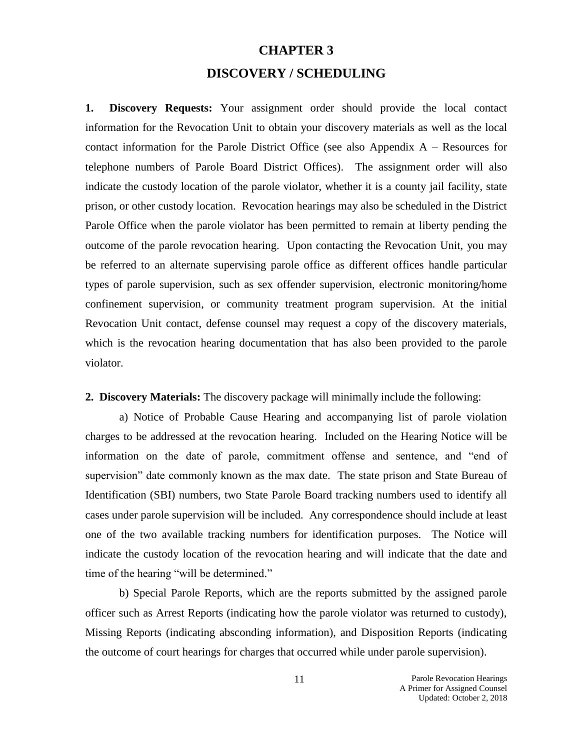# CHAPTER 3

## DISCOVERY / SCHEDULING

**1. Discovery Requests:** Your assignment order should provide the local contact information for the Revocation Unit to obtain your discovery materials as well as the local contact information for the Parole District Office (see also Appendix A – Resources for telephone numbers of Parole Board District Offices). The assignment order will also indicate the custody location of the parole violator, whether it is a county jail facility, state prison, or other custody location. Revocation hearings may also be scheduled in the District Parole Office when the parole violator has been permitted to remain at liberty pending the outcome of the parole revocation hearing. Upon contacting the Revocation Unit, you may be referred to an alternate supervising parole office as different offices handle particular types of parole supervision, such as sex offender supervision, electronic monitoring/home confinement supervision, or community treatment program supervision. At the initial Revocation Unit contact, defense counsel may request a copy of the discovery materials, which is the revocation hearing documentation that has also been provided to the parole violator.

**2. Discovery Materials:** The discovery package will minimally include the following:

a) Notice of Probable Cause Hearing and accompanying list of parole violation charges to be addressed at the revocation hearing. Included on the Hearing Notice will be information on the date of parole, commitment offense and sentence, and "end of supervision" date commonly known as the max date. The state prison and State Bureau of Identification (SBI) numbers, two State Parole Board tracking numbers used to identify all cases under parole supervision will be included. Any correspondence should include at least one of the two available tracking numbers for identification purposes. The Notice will indicate the custody location of the revocation hearing and will indicate that the date and time of the hearing "will be determined."

b) Special Parole Reports, which are the reports submitted by the assigned parole officer such as Arrest Reports (indicating how the parole violator was returned to custody), Missing Reports (indicating absconding information), and Disposition Reports (indicating the outcome of court hearings for charges that occurred while under parole supervision).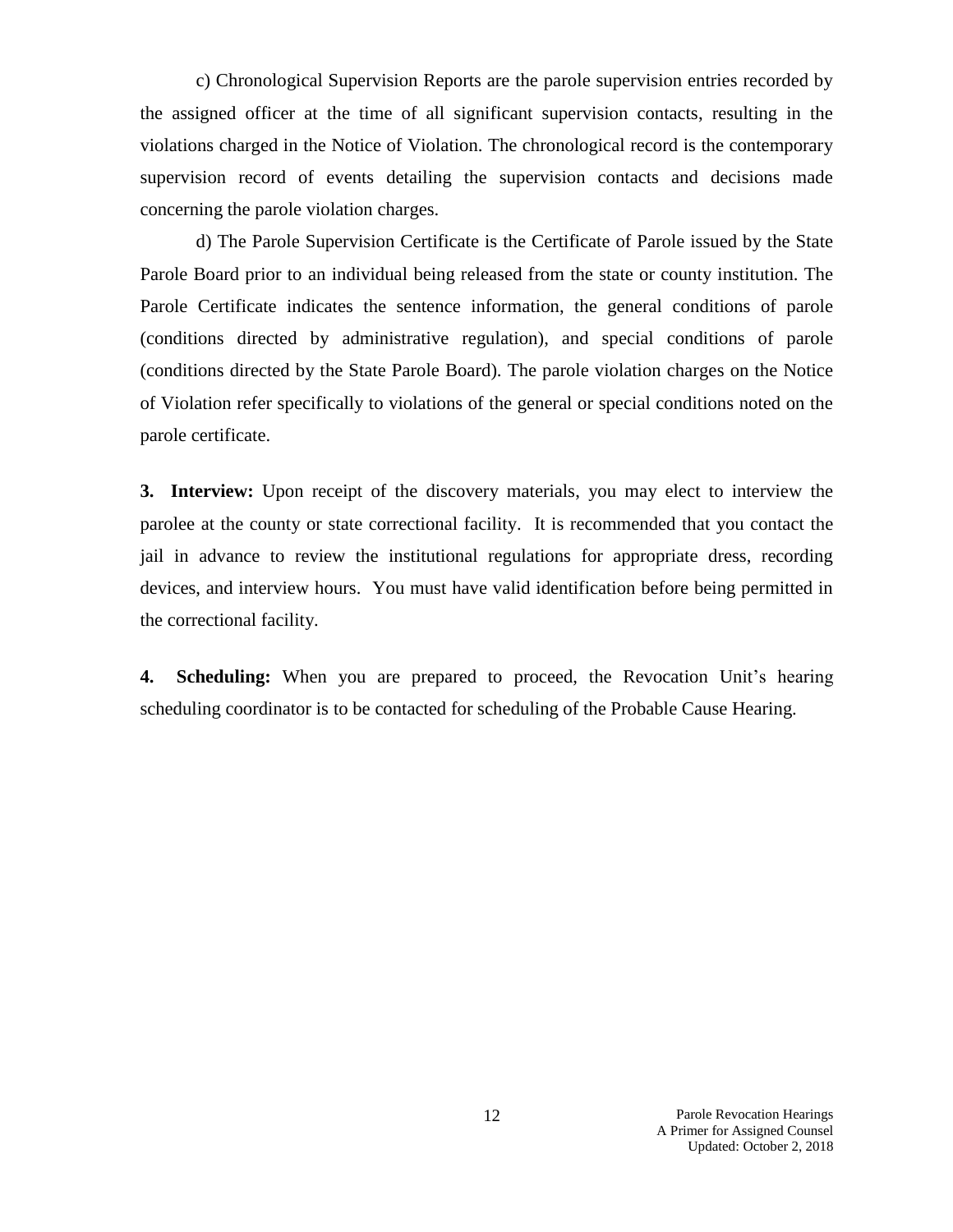c) Chronological Supervision Reports are the parole supervision entries recorded by the assigned officer at the time of all significant supervision contacts, resulting in the violations charged in the Notice of Violation. The chronological record is the contemporary supervision record of events detailing the supervision contacts and decisions made concerning the parole violation charges.

d) The Parole Supervision Certificate is the Certificate of Parole issued by the State Parole Board prior to an individual being released from the state or county institution. The Parole Certificate indicates the sentence information, the general conditions of parole (conditions directed by administrative regulation), and special conditions of parole (conditions directed by the State Parole Board). The parole violation charges on the Notice of Violation refer specifically to violations of the general or special conditions noted on the parole certificate.

**3. Interview:** Upon receipt of the discovery materials, you may elect to interview the parolee at the county or state correctional facility. It is recommended that you contact the jail in advance to review the institutional regulations for appropriate dress, recording devices, and interview hours. You must have valid identification before being permitted in the correctional facility.

**4. Scheduling:** When you are prepared to proceed, the Revocation Unit's hearing scheduling coordinator is to be contacted for scheduling of the Probable Cause Hearing.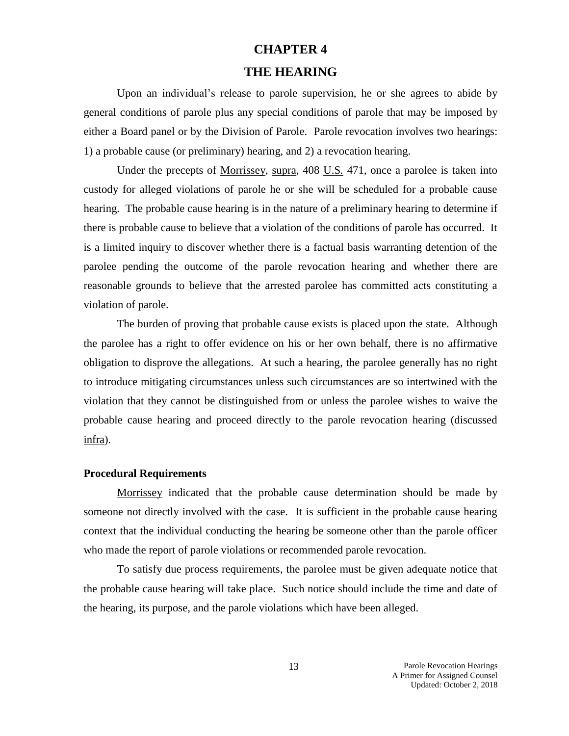# CHAPTER 4

# THE HEARING

Upon an individual's release to parole supervision, he or she agrees to abide by general conditions of parole plus any special conditions of parole that may be imposed by either a Board panel or by the Division of Parole. Parole revocation involves two hearings: 1) a probable cause (or preliminary) hearing, and 2) a revocation hearing.

Under the precepts of Morrissey, supra, 408 U.S. 471, once a parolee is taken into custody for alleged violations of parole he or she will be scheduled for a probable cause hearing. The probable cause hearing is in the nature of a preliminary hearing to determine if there is probable cause to believe that a violation of the conditions of parole has occurred. It is a limited inquiry to discover whether there is a factual basis warranting detention of the parolee pending the outcome of the parole revocation hearing and whether there are reasonable grounds to believe that the arrested parolee has committed acts constituting a violation of parole.

The burden of proving that probable cause exists is placed upon the state. Although the parolee has a right to offer evidence on his or her own behalf, there is no affirmative obligation to disprove the allegations. At such a hearing, the parolee generally has no right to introduce mitigating circumstances unless such circumstances are so intertwined with the violation that they cannot be distinguished from or unless the parolee wishes to waive the probable cause hearing and proceed directly to the parole revocation hearing (discussed infra).

**Procedural Requirements**

Morrissey indicated that the probable cause determination should be made by someone not directly involved with the case. It is sufficient in the probable cause hearing context that the individual conducting the hearing be someone other than the parole officer who made the report of parole violations or recommended parole revocation.

To satisfy due process requirements, the parolee must be given adequate notice that the probable cause hearing will take place. Such notice should include the time and date of the hearing, its purpose, and the parole violations which have been alleged.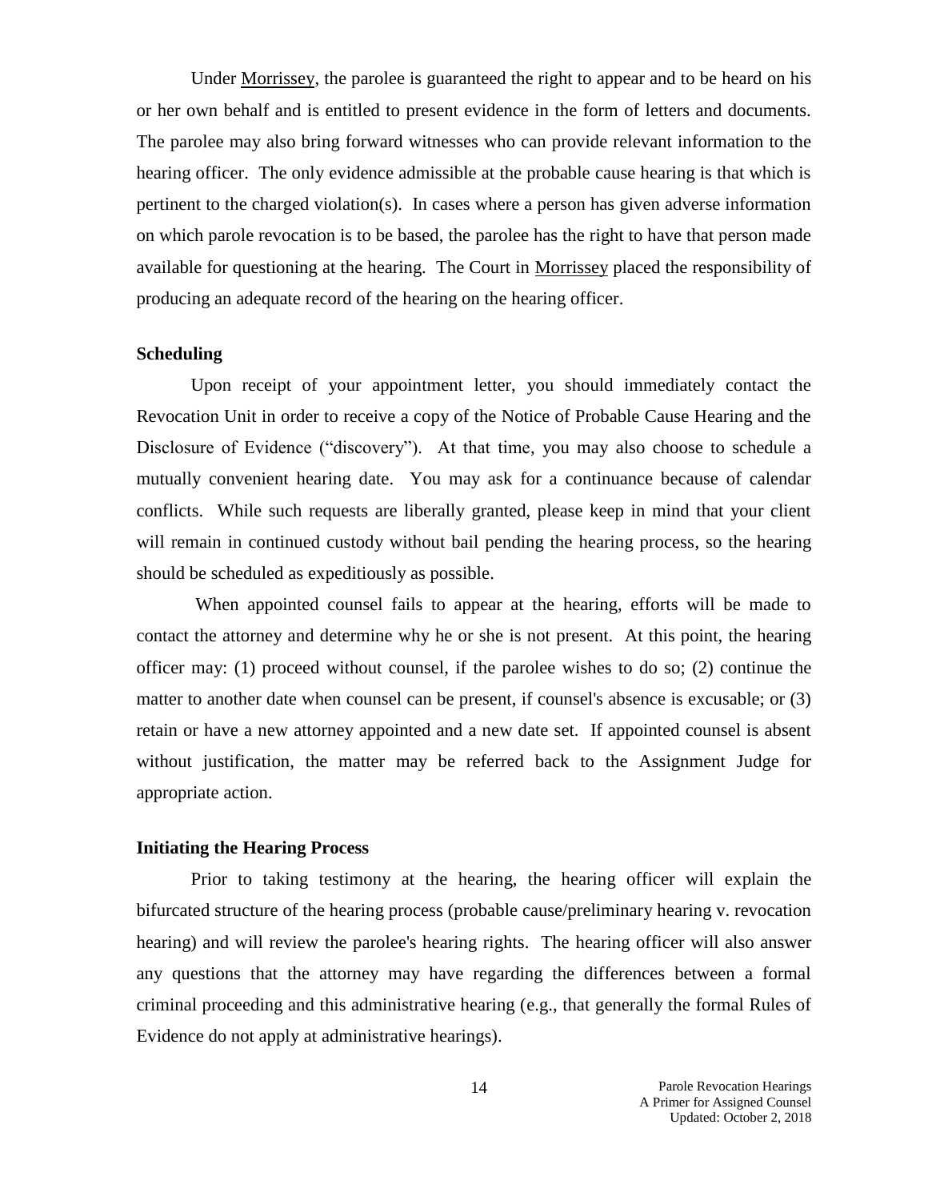Under Morrissey, the parolee is guaranteed the right to appear and to be heard on his or her own behalf and is entitled to present evidence in the form of letters and documents. The parolee may also bring forward witnesses who can provide relevant information to the hearing officer. The only evidence admissible at the probable cause hearing is that which is pertinent to the charged violation(s). In cases where a person has given adverse information on which parole revocation is to be based, the parolee has the right to have that person made available for questioning at the hearing. The Court in Morrissey placed the responsibility of producing an adequate record of the hearing on the hearing officer.

**Scheduling**

Upon receipt of your appointment letter, you should immediately contact the Revocation Unit in order to receive a copy of the Notice of Probable Cause Hearing and the Disclosure of Evidence ("discovery"). At that time, you may also choose to schedule a mutually convenient hearing date. You may ask for a continuance because of calendar conflicts. While such requests are liberally granted, please keep in mind that your client will remain in continued custody without bail pending the hearing process, so the hearing should be scheduled as expeditiously as possible.

When appointed counsel fails to appear at the hearing, efforts will be made to contact the attorney and determine why he or she is not present. At this point, the hearing officer may: (1) proceed without counsel, if the parolee wishes to do so; (2) continue the matter to another date when counsel can be present, if counsel's absence is excusable; or (3) retain or have a new attorney appointed and a new date set. If appointed counsel is absent without justification, the matter may be referred back to the Assignment Judge for appropriate action.

**Initiating the Hearing Process**

Prior to taking testimony at the hearing, the hearing officer will explain the bifurcated structure of the hearing process (probable cause/preliminary hearing v. revocation hearing) and will review the parolee's hearing rights. The hearing officer will also answer any questions that the attorney may have regarding the differences between a formal criminal proceeding and this administrative hearing (e.g., that generally the formal Rules of Evidence do not apply at administrative hearings).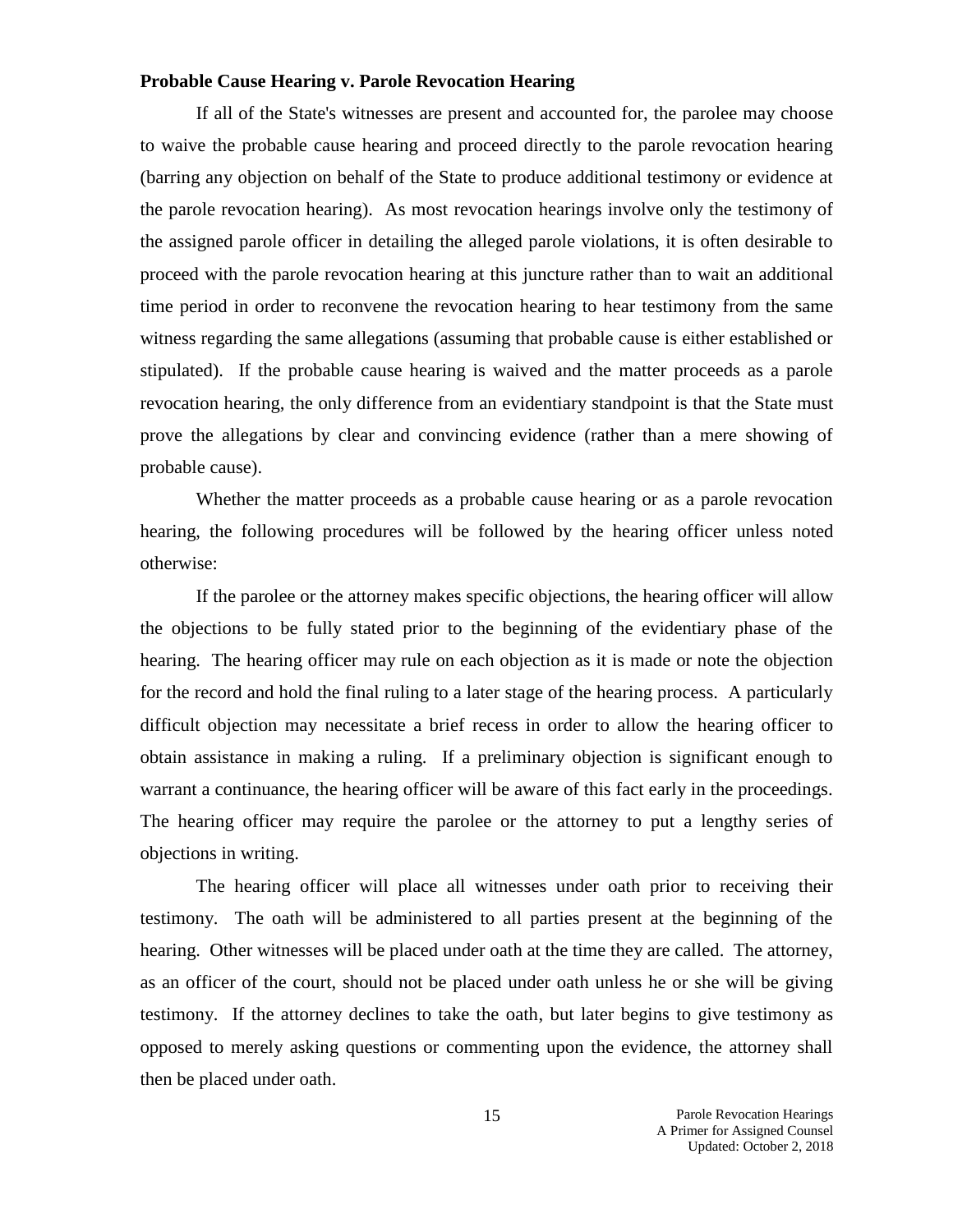**Probable Cause Hearing v. Parole Revocation Hearing**

If all of the State's witnesses are present and accounted for, the parolee may choose to waive the probable cause hearing and proceed directly to the parole revocation hearing (barring any objection on behalf of the State to produce additional testimony or evidence at the parole revocation hearing). As most revocation hearings involve only the testimony of the assigned parole officer in detailing the alleged parole violations, it is often desirable to proceed with the parole revocation hearing at this juncture rather than to wait an additional time period in order to reconvene the revocation hearing to hear testimony from the same witness regarding the same allegations (assuming that probable cause is either established or stipulated). If the probable cause hearing is waived and the matter proceeds as a parole revocation hearing, the only difference from an evidentiary standpoint is that the State must prove the allegations by clear and convincing evidence (rather than a mere showing of probable cause).

Whether the matter proceeds as a probable cause hearing or as a parole revocation hearing, the following procedures will be followed by the hearing officer unless noted otherwise:

If the parolee or the attorney makes specific objections, the hearing officer will allow the objections to be fully stated prior to the beginning of the evidentiary phase of the hearing. The hearing officer may rule on each objection as it is made or note the objection for the record and hold the final ruling to a later stage of the hearing process. A particularly difficult objection may necessitate a brief recess in order to allow the hearing officer to obtain assistance in making a ruling. If a preliminary objection is significant enough to warrant a continuance, the hearing officer will be aware of this fact early in the proceedings. The hearing officer may require the parolee or the attorney to put a lengthy series of objections in writing.

The hearing officer will place all witnesses under oath prior to receiving their testimony. The oath will be administered to all parties present at the beginning of the hearing. Other witnesses will be placed under oath at the time they are called. The attorney, as an officer of the court, should not be placed under oath unless he or she will be giving testimony. If the attorney declines to take the oath, but later begins to give testimony as opposed to merely asking questions or commenting upon the evidence, the attorney shall then be placed under oath.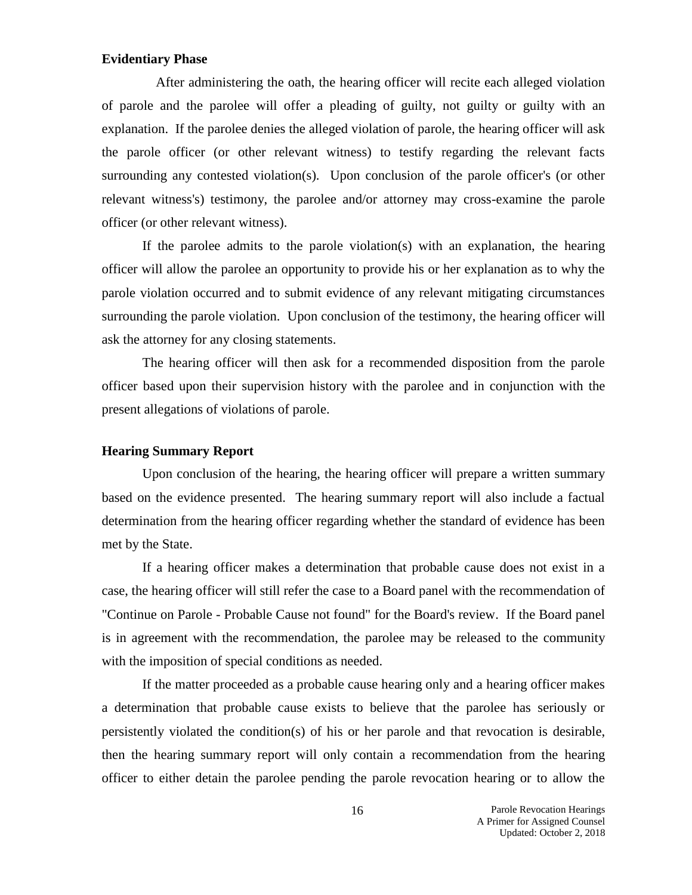**Evidentiary Phase**

After administering the oath, the hearing officer will recite each alleged violation of parole and the parolee will offer a pleading of guilty, not guilty or guilty with an explanation. If the parolee denies the alleged violation of parole, the hearing officer will ask the parole officer (or other relevant witness) to testify regarding the relevant facts surrounding any contested violation(s). Upon conclusion of the parole officer's (or other relevant witness's) testimony, the parolee and/or attorney may cross-examine the parole officer (or other relevant witness).

If the parolee admits to the parole violation(s) with an explanation, the hearing officer will allow the parolee an opportunity to provide his or her explanation as to why the parole violation occurred and to submit evidence of any relevant mitigating circumstances surrounding the parole violation. Upon conclusion of the testimony, the hearing officer will ask the attorney for any closing statements.

The hearing officer will then ask for a recommended disposition from the parole officer based upon their supervision history with the parolee and in conjunction with the present allegations of violations of parole.

**Hearing Summary Report**

Upon conclusion of the hearing, the hearing officer will prepare a written summary based on the evidence presented. The hearing summary report will also include a factual determination from the hearing officer regarding whether the standard of evidence has been met by the State.

If a hearing officer makes a determination that probable cause does not exist in a case, the hearing officer will still refer the case to a Board panel with the recommendation of "Continue on Parole - Probable Cause not found" for the Board's review. If the Board panel is in agreement with the recommendation, the parolee may be released to the community with the imposition of special conditions as needed.

If the matter proceeded as a probable cause hearing only and a hearing officer makes a determination that probable cause exists to believe that the parolee has seriously or persistently violated the condition(s) of his or her parole and that revocation is desirable, then the hearing summary report will only contain a recommendation from the hearing officer to either detain the parolee pending the parole revocation hearing or to allow the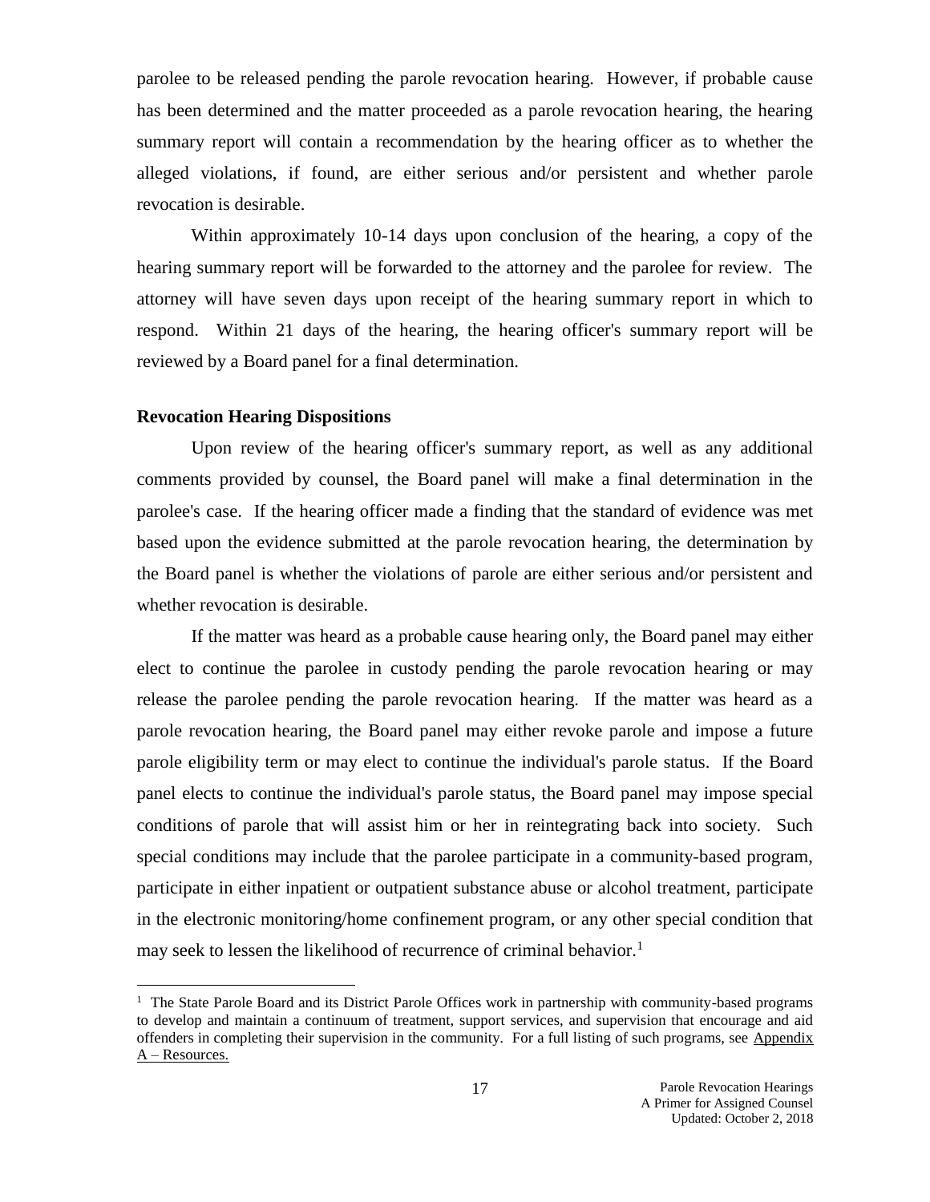parolee to be released pending the parole revocation hearing. However, if probable cause has been determined and the matter proceeded as a parole revocation hearing, the hearing summary report will contain a recommendation by the hearing officer as to whether the alleged violations, if found, are either serious and/or persistent and whether parole revocation is desirable.

Within approximately 10-14 days upon conclusion of the hearing, a copy of the hearing summary report will be forwarded to the attorney and the parolee for review. The attorney will have seven days upon receipt of the hearing summary report in which to respond. Within 21 days of the hearing, the hearing officer's summary report will be reviewed by a Board panel for a final determination.

### Revocation Hearing Dispositions

Upon review of the hearing officer's summary report, as well as any additional comments provided by counsel, the Board panel will make a final determination in the parolee's case. If the hearing officer made a finding that the standard of evidence was met based upon the evidence submitted at the parole revocation hearing, the determination by the Board panel is whether the violations of parole are either serious and/or persistent and whether revocation is desirable.

If the matter was heard as a probable cause hearing only, the Board panel may either elect to continue the parolee in custody pending the parole revocation hearing or may release the parolee pending the parole revocation hearing. If the matter was heard as a parole revocation hearing, the Board panel may either revoke parole and impose a future parole eligibility term or may elect to continue the individual's parole status. If the Board panel elects to continue the individual's parole status, the Board panel may impose special conditions of parole that will assist him or her in reintegrating back into society. Such special conditions may include that the parolee participate in a community-based program, participate in either inpatient or outpatient substance abuse or alcohol treatment, participate in the electronic monitoring/home confinement program, or any other special condition that may seek to lessen the likelihood of recurrence of criminal behavior.[1]

---

[1] The State Parole Board and its District Parole Offices work in partnership with community-based programs to develop and maintain a continuum of treatment, support services, and supervision that encourage and aid offenders in completing their supervision in the community. For a full listing of such programs, see Appendix A – Resources.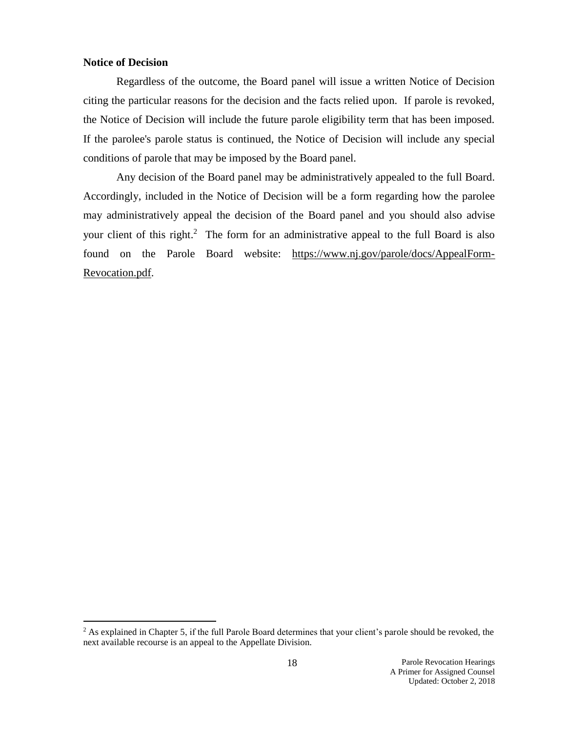**Notice of Decision**

Regardless of the outcome, the Board panel will issue a written Notice of Decision citing the particular reasons for the decision and the facts relied upon. If parole is revoked, the Notice of Decision will include the future parole eligibility term that has been imposed. If the parolee's parole status is continued, the Notice of Decision will include any special conditions of parole that may be imposed by the Board panel.

Any decision of the Board panel may be administratively appealed to the full Board. Accordingly, included in the Notice of Decision will be a form regarding how the parolee may administratively appeal the decision of the Board panel and you should also advise your client of this right.[2] The form for an administrative appeal to the full Board is also found on the Parole Board website: https://www.nj.gov/parole/docs/AppealForm-Revocation.pdf.

[2] As explained in Chapter 5, if the full Parole Board determines that your client's parole should be revoked, the next available recourse is an appeal to the Appellate Division.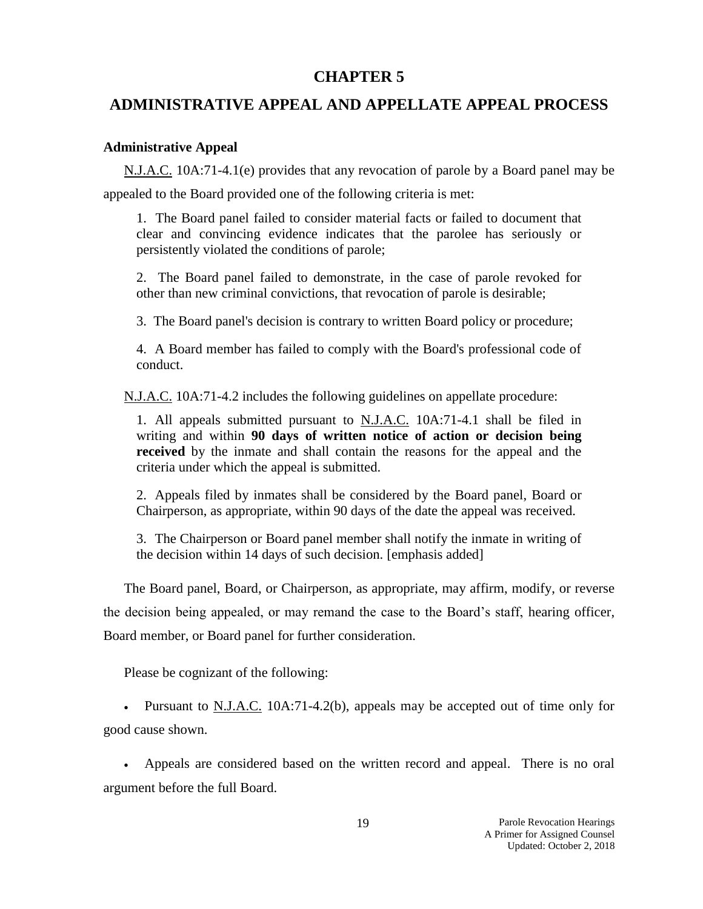# CHAPTER 5

# ADMINISTRATIVE APPEAL AND APPELLATE APPEAL PROCESS

### Administrative Appeal

N.J.A.C. 10A:71-4.1(e) provides that any revocation of parole by a Board panel may be appealed to the Board provided one of the following criteria is met:

> 1. The Board panel failed to consider material facts or failed to document that clear and convincing evidence indicates that the parolee has seriously or persistently violated the conditions of parole;
>
> 2. The Board panel failed to demonstrate, in the case of parole revoked for other than new criminal convictions, that revocation of parole is desirable;
>
> 3. The Board panel's decision is contrary to written Board policy or procedure;
>
> 4. A Board member has failed to comply with the Board's professional code of conduct.

N.J.A.C. 10A:71-4.2 includes the following guidelines on appellate procedure:

> 1. All appeals submitted pursuant to N.J.A.C. 10A:71-4.1 shall be filed in writing and within **90 days of written notice of action or decision being received** by the inmate and shall contain the reasons for the appeal and the criteria under which the appeal is submitted.
>
> 2. Appeals filed by inmates shall be considered by the Board panel, Board or Chairperson, as appropriate, within 90 days of the date the appeal was received.
>
> 3. The Chairperson or Board panel member shall notify the inmate in writing of the decision within 14 days of such decision. [emphasis added]

The Board panel, Board, or Chairperson, as appropriate, may affirm, modify, or reverse the decision being appealed, or may remand the case to the Board's staff, hearing officer, Board member, or Board panel for further consideration.

Please be cognizant of the following:

- Pursuant to N.J.A.C. 10A:71-4.2(b), appeals may be accepted out of time only for good cause shown.
- Appeals are considered based on the written record and appeal. There is no oral argument before the full Board.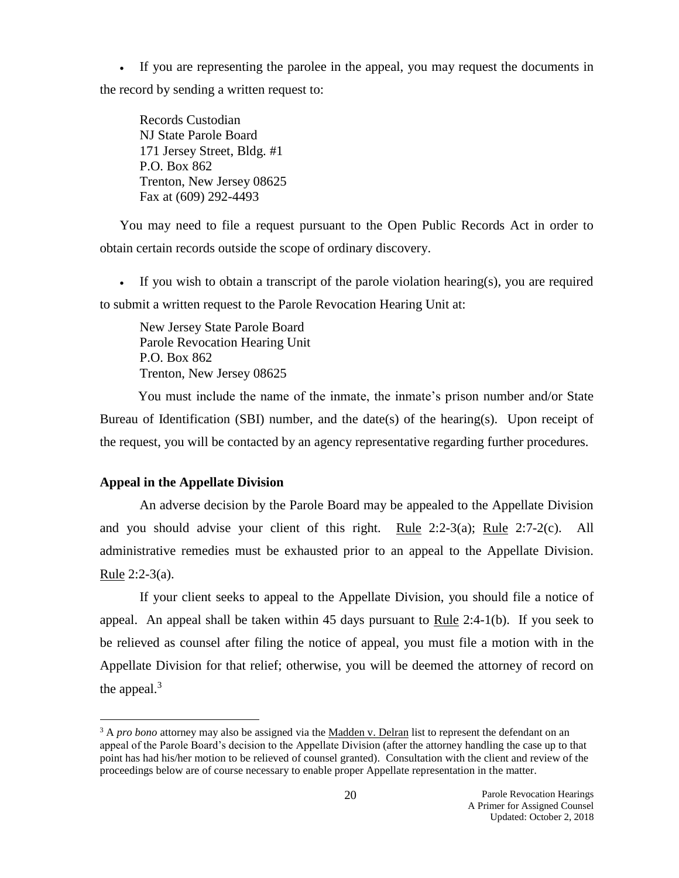- If you are representing the parolee in the appeal, you may request the documents in the record by sending a written request to:

  Records Custodian
  NJ State Parole Board
  171 Jersey Street, Bldg. #1
  P.O. Box 862
  Trenton, New Jersey 08625
  Fax at (609) 292-4493

You may need to file a request pursuant to the Open Public Records Act in order to obtain certain records outside the scope of ordinary discovery.

- If you wish to obtain a transcript of the parole violation hearing(s), you are required to submit a written request to the Parole Revocation Hearing Unit at:

  New Jersey State Parole Board
  Parole Revocation Hearing Unit
  P.O. Box 862
  Trenton, New Jersey 08625

You must include the name of the inmate, the inmate's prison number and/or State Bureau of Identification (SBI) number, and the date(s) of the hearing(s). Upon receipt of the request, you will be contacted by an agency representative regarding further procedures.

**Appeal in the Appellate Division**

An adverse decision by the Parole Board may be appealed to the Appellate Division and you should advise your client of this right. Rule 2:2-3(a); Rule 2:7-2(c). All administrative remedies must be exhausted prior to an appeal to the Appellate Division. Rule 2:2-3(a).

If your client seeks to appeal to the Appellate Division, you should file a notice of appeal. An appeal shall be taken within 45 days pursuant to Rule 2:4-1(b). If you seek to be relieved as counsel after filing the notice of appeal, you must file a motion with in the Appellate Division for that relief; otherwise, you will be deemed the attorney of record on the appeal.[3]

[3] A *pro bono* attorney may also be assigned via the Madden v. Delran list to represent the defendant on an appeal of the Parole Board's decision to the Appellate Division (after the attorney handling the case up to that point has had his/her motion to be relieved of counsel granted). Consultation with the client and review of the proceedings below are of course necessary to enable proper Appellate representation in the matter.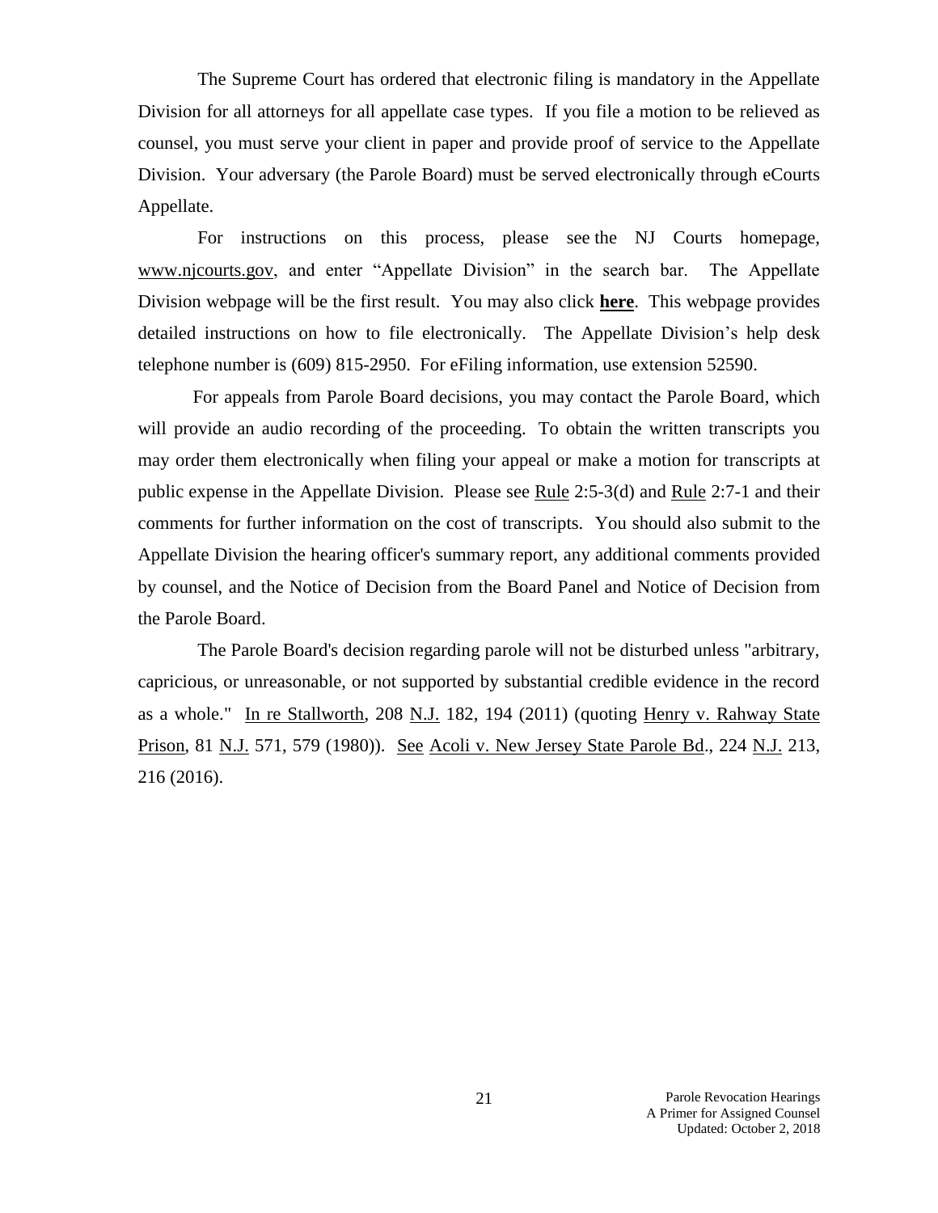The Supreme Court has ordered that electronic filing is mandatory in the Appellate Division for all attorneys for all appellate case types. If you file a motion to be relieved as counsel, you must serve your client in paper and provide proof of service to the Appellate Division. Your adversary (the Parole Board) must be served electronically through eCourts Appellate.

For instructions on this process, please see the NJ Courts homepage, www.njcourts.gov, and enter "Appellate Division" in the search bar. The Appellate Division webpage will be the first result. You may also click **here**. This webpage provides detailed instructions on how to file electronically. The Appellate Division's help desk telephone number is (609) 815-2950. For eFiling information, use extension 52590.

For appeals from Parole Board decisions, you may contact the Parole Board, which will provide an audio recording of the proceeding. To obtain the written transcripts you may order them electronically when filing your appeal or make a motion for transcripts at public expense in the Appellate Division. Please see Rule 2:5-3(d) and Rule 2:7-1 and their comments for further information on the cost of transcripts. You should also submit to the Appellate Division the hearing officer's summary report, any additional comments provided by counsel, and the Notice of Decision from the Board Panel and Notice of Decision from the Parole Board.

The Parole Board's decision regarding parole will not be disturbed unless "arbitrary, capricious, or unreasonable, or not supported by substantial credible evidence in the record as a whole." In re Stallworth, 208 N.J. 182, 194 (2011) (quoting Henry v. Rahway State Prison, 81 N.J. 571, 579 (1980)). See Acoli v. New Jersey State Parole Bd., 224 N.J. 213, 216 (2016).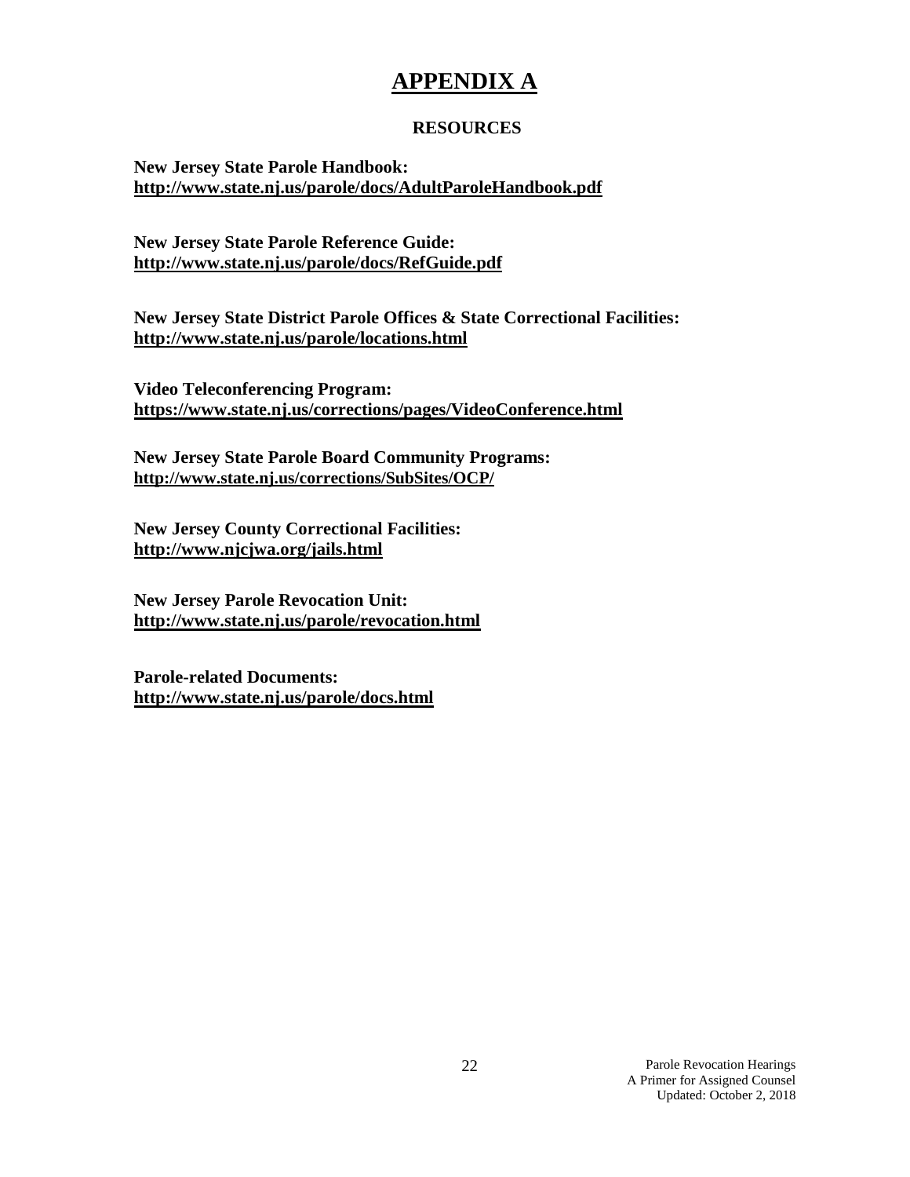# APPENDIX A

## RESOURCES

**New Jersey State Parole Handbook:**
**http://www.state.nj.us/parole/docs/AdultParoleHandbook.pdf**

**New Jersey State Parole Reference Guide:**
**http://www.state.nj.us/parole/docs/RefGuide.pdf**

**New Jersey State District Parole Offices & State Correctional Facilities:**
**http://www.state.nj.us/parole/locations.html**

**Video Teleconferencing Program:**
**https://www.state.nj.us/corrections/pages/VideoConference.html**

**New Jersey State Parole Board Community Programs:**
**http://www.state.nj.us/corrections/SubSites/OCP/**

**New Jersey County Correctional Facilities:**
**http://www.njcjwa.org/jails.html**

**New Jersey Parole Revocation Unit:**
**http://www.state.nj.us/parole/revocation.html**

**Parole-related Documents:**
**http://www.state.nj.us/parole/docs.html**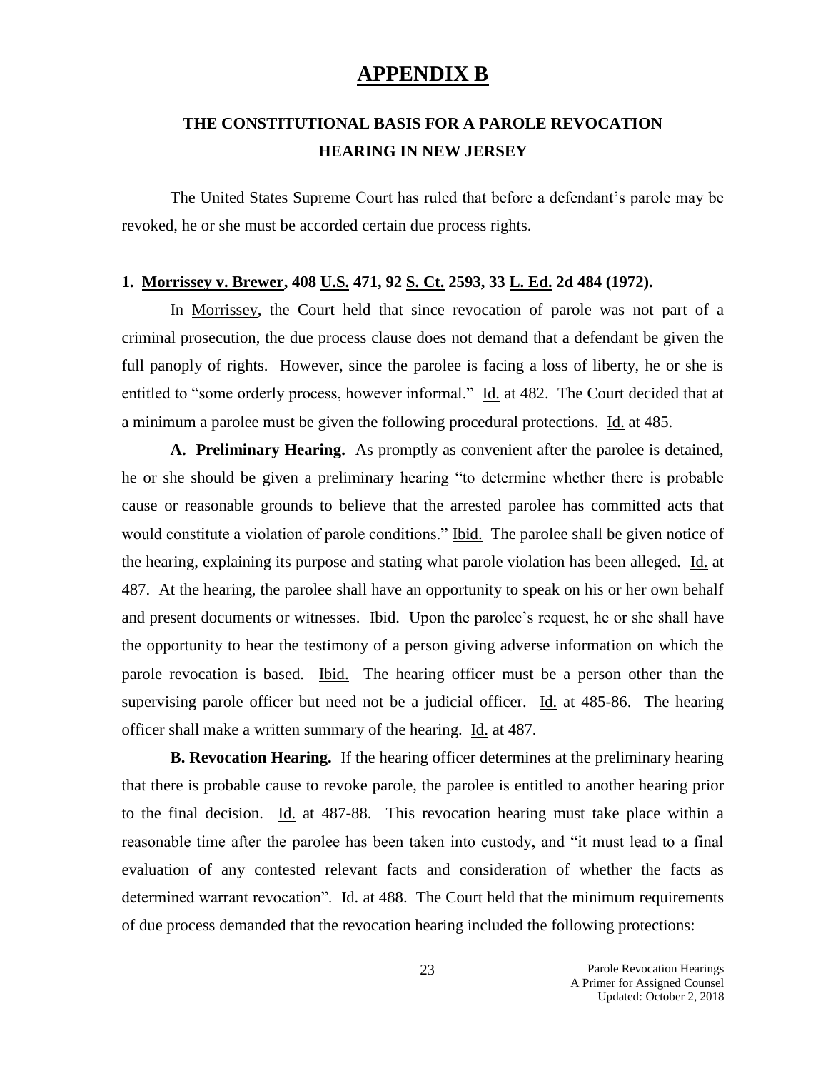# APPENDIX B

## THE CONSTITUTIONAL BASIS FOR A PAROLE REVOCATION HEARING IN NEW JERSEY

The United States Supreme Court has ruled that before a defendant's parole may be revoked, he or she must be accorded certain due process rights.

### 1. Morrissey v. Brewer, 408 U.S. 471, 92 S. Ct. 2593, 33 L. Ed. 2d 484 (1972).

In Morrissey, the Court held that since revocation of parole was not part of a criminal prosecution, the due process clause does not demand that a defendant be given the full panoply of rights. However, since the parolee is facing a loss of liberty, he or she is entitled to "some orderly process, however informal." Id. at 482. The Court decided that at a minimum a parolee must be given the following procedural protections. Id. at 485.

**A. Preliminary Hearing.** As promptly as convenient after the parolee is detained, he or she should be given a preliminary hearing "to determine whether there is probable cause or reasonable grounds to believe that the arrested parolee has committed acts that would constitute a violation of parole conditions." Ibid. The parolee shall be given notice of the hearing, explaining its purpose and stating what parole violation has been alleged. Id. at 487. At the hearing, the parolee shall have an opportunity to speak on his or her own behalf and present documents or witnesses. Ibid. Upon the parolee's request, he or she shall have the opportunity to hear the testimony of a person giving adverse information on which the parole revocation is based. Ibid. The hearing officer must be a person other than the supervising parole officer but need not be a judicial officer. Id. at 485-86. The hearing officer shall make a written summary of the hearing. Id. at 487.

**B. Revocation Hearing.** If the hearing officer determines at the preliminary hearing that there is probable cause to revoke parole, the parolee is entitled to another hearing prior to the final decision. Id. at 487-88. This revocation hearing must take place within a reasonable time after the parolee has been taken into custody, and "it must lead to a final evaluation of any contested relevant facts and consideration of whether the facts as determined warrant revocation". Id. at 488. The Court held that the minimum requirements of due process demanded that the revocation hearing included the following protections: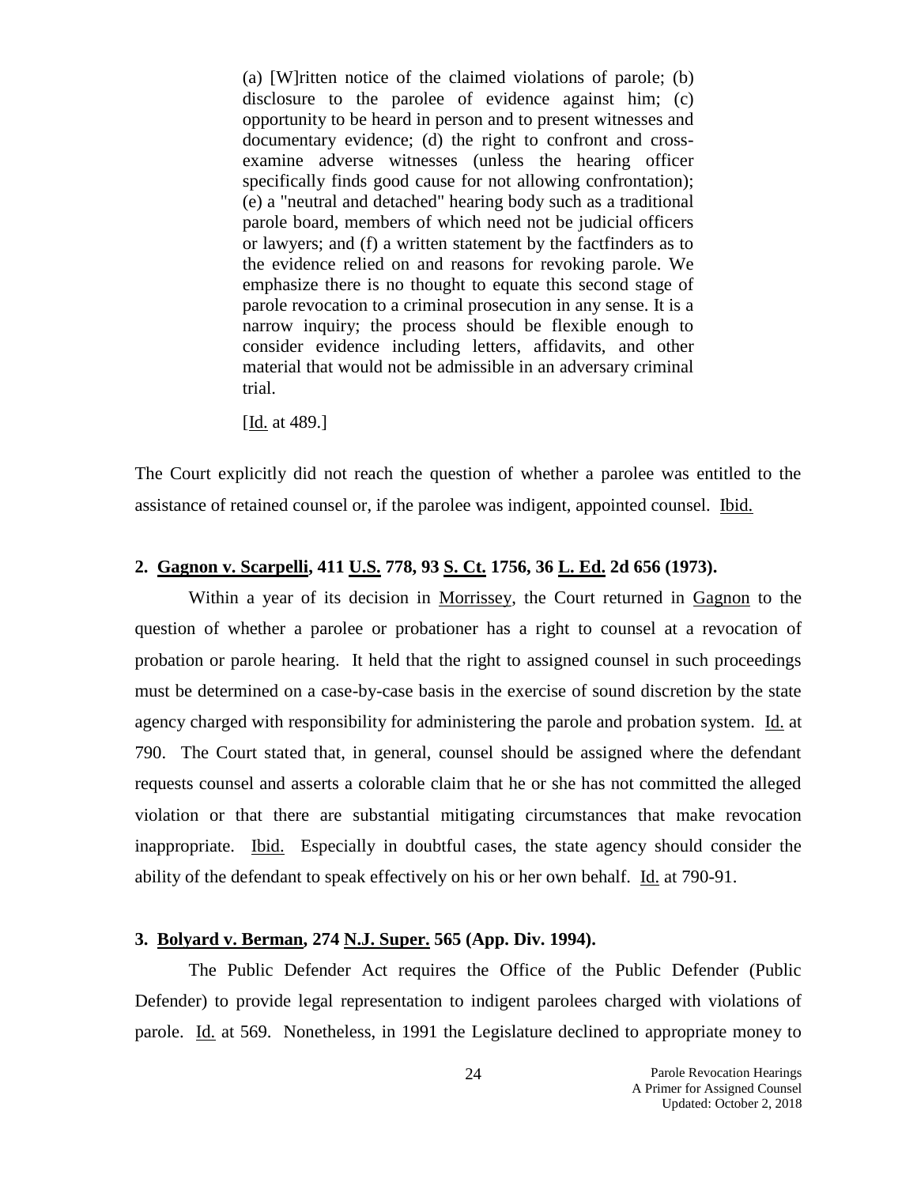> (a) [W]ritten notice of the claimed violations of parole; (b) disclosure to the parolee of evidence against him; (c) opportunity to be heard in person and to present witnesses and documentary evidence; (d) the right to confront and cross-examine adverse witnesses (unless the hearing officer specifically finds good cause for not allowing confrontation); (e) a "neutral and detached" hearing body such as a traditional parole board, members of which need not be judicial officers or lawyers; and (f) a written statement by the factfinders as to the evidence relied on and reasons for revoking parole. We emphasize there is no thought to equate this second stage of parole revocation to a criminal prosecution in any sense. It is a narrow inquiry; the process should be flexible enough to consider evidence including letters, affidavits, and other material that would not be admissible in an adversary criminal trial.
>
> [Id. at 489.]

The Court explicitly did not reach the question of whether a parolee was entitled to the assistance of retained counsel or, if the parolee was indigent, appointed counsel. Ibid.

**2. Gagnon v. Scarpelli, 411 U.S. 778, 93 S. Ct. 1756, 36 L. Ed. 2d 656 (1973).**

Within a year of its decision in Morrissey, the Court returned in Gagnon to the question of whether a parolee or probationer has a right to counsel at a revocation of probation or parole hearing. It held that the right to assigned counsel in such proceedings must be determined on a case-by-case basis in the exercise of sound discretion by the state agency charged with responsibility for administering the parole and probation system. Id. at 790. The Court stated that, in general, counsel should be assigned where the defendant requests counsel and asserts a colorable claim that he or she has not committed the alleged violation or that there are substantial mitigating circumstances that make revocation inappropriate. Ibid. Especially in doubtful cases, the state agency should consider the ability of the defendant to speak effectively on his or her own behalf. Id. at 790-91.

**3. Bolyard v. Berman, 274 N.J. Super. 565 (App. Div. 1994).**

The Public Defender Act requires the Office of the Public Defender (Public Defender) to provide legal representation to indigent parolees charged with violations of parole. Id. at 569. Nonetheless, in 1991 the Legislature declined to appropriate money to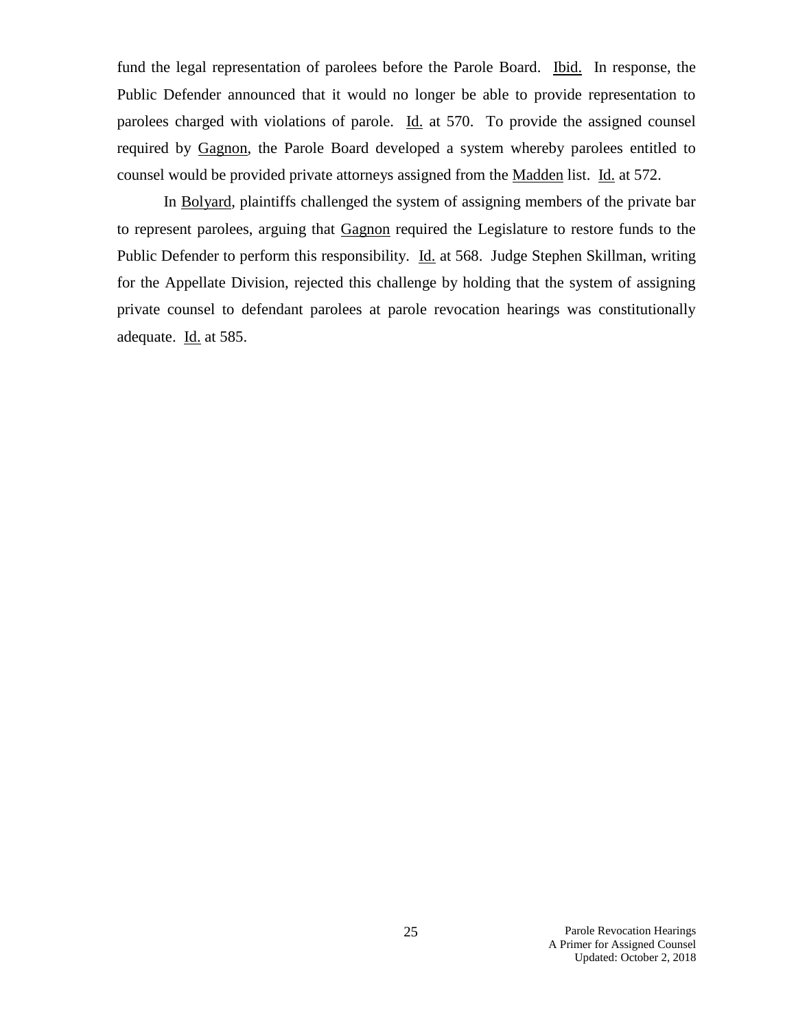fund the legal representation of parolees before the Parole Board. Ibid. In response, the Public Defender announced that it would no longer be able to provide representation to parolees charged with violations of parole. Id. at 570. To provide the assigned counsel required by Gagnon, the Parole Board developed a system whereby parolees entitled to counsel would be provided private attorneys assigned from the Madden list. Id. at 572.

In Bolyard, plaintiffs challenged the system of assigning members of the private bar to represent parolees, arguing that Gagnon required the Legislature to restore funds to the Public Defender to perform this responsibility. Id. at 568. Judge Stephen Skillman, writing for the Appellate Division, rejected this challenge by holding that the system of assigning private counsel to defendant parolees at parole revocation hearings was constitutionally adequate. Id. at 585.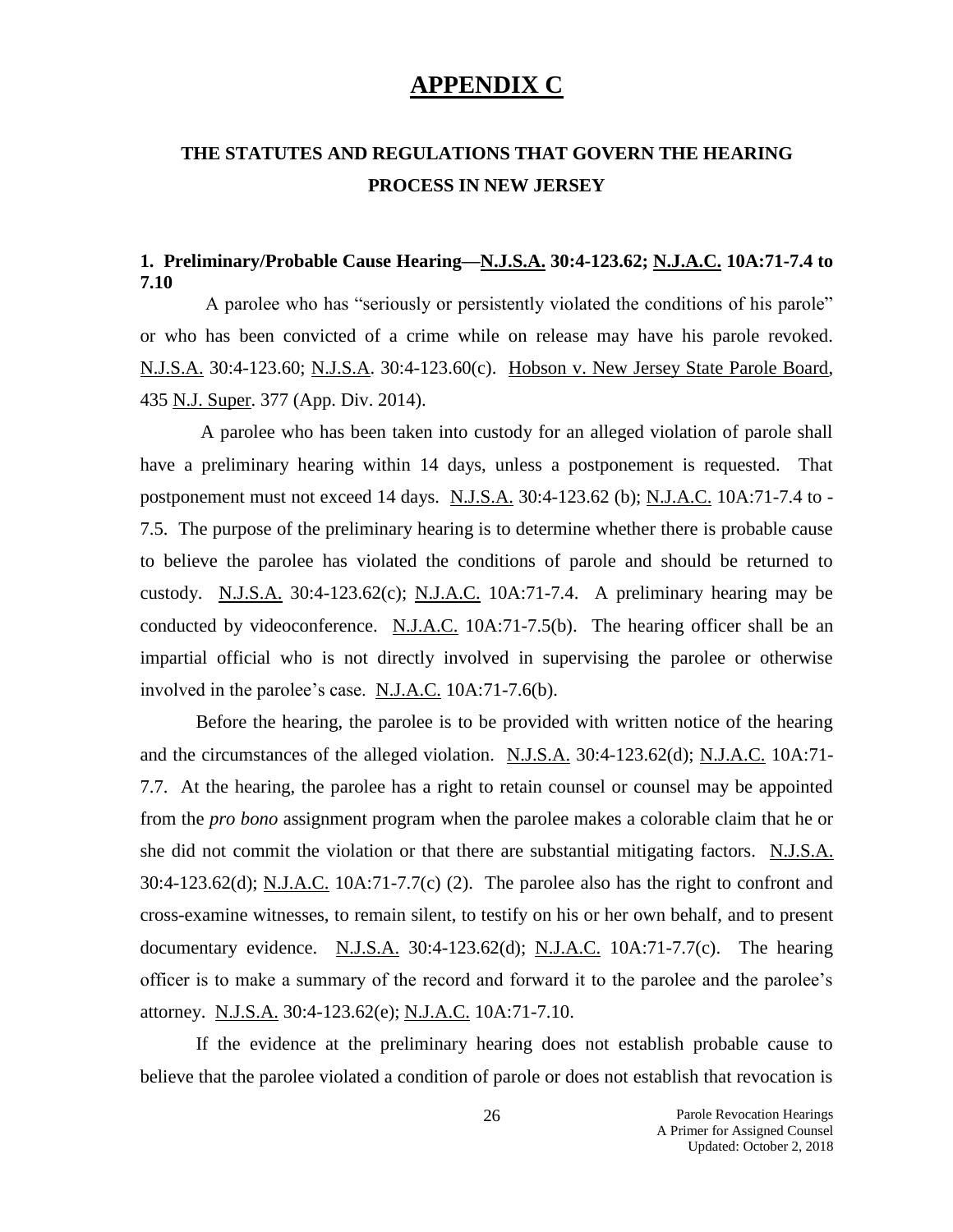# APPENDIX C

## THE STATUTES AND REGULATIONS THAT GOVERN THE HEARING PROCESS IN NEW JERSEY

### 1. Preliminary/Probable Cause Hearing—N.J.S.A. 30:4-123.62; N.J.A.C. 10A:71-7.4 to 7.10

A parolee who has "seriously or persistently violated the conditions of his parole" or who has been convicted of a crime while on release may have his parole revoked. N.J.S.A. 30:4-123.60; N.J.S.A. 30:4-123.60(c). Hobson v. New Jersey State Parole Board, 435 N.J. Super. 377 (App. Div. 2014).

A parolee who has been taken into custody for an alleged violation of parole shall have a preliminary hearing within 14 days, unless a postponement is requested. That postponement must not exceed 14 days. N.J.S.A. 30:4-123.62 (b); N.J.A.C. 10A:71-7.4 to -7.5. The purpose of the preliminary hearing is to determine whether there is probable cause to believe the parolee has violated the conditions of parole and should be returned to custody. N.J.S.A. 30:4-123.62(c); N.J.A.C. 10A:71-7.4. A preliminary hearing may be conducted by videoconference. N.J.A.C. 10A:71-7.5(b). The hearing officer shall be an impartial official who is not directly involved in supervising the parolee or otherwise involved in the parolee's case. N.J.A.C. 10A:71-7.6(b).

Before the hearing, the parolee is to be provided with written notice of the hearing and the circumstances of the alleged violation. N.J.S.A. 30:4-123.62(d); N.J.A.C. 10A:71-7.7. At the hearing, the parolee has a right to retain counsel or counsel may be appointed from the *pro bono* assignment program when the parolee makes a colorable claim that he or she did not commit the violation or that there are substantial mitigating factors. N.J.S.A. 30:4-123.62(d); N.J.A.C. 10A:71-7.7(c) (2). The parolee also has the right to confront and cross-examine witnesses, to remain silent, to testify on his or her own behalf, and to present documentary evidence. N.J.S.A. 30:4-123.62(d); N.J.A.C. 10A:71-7.7(c). The hearing officer is to make a summary of the record and forward it to the parolee and the parolee's attorney. N.J.S.A. 30:4-123.62(e); N.J.A.C. 10A:71-7.10.

If the evidence at the preliminary hearing does not establish probable cause to believe that the parolee violated a condition of parole or does not establish that revocation is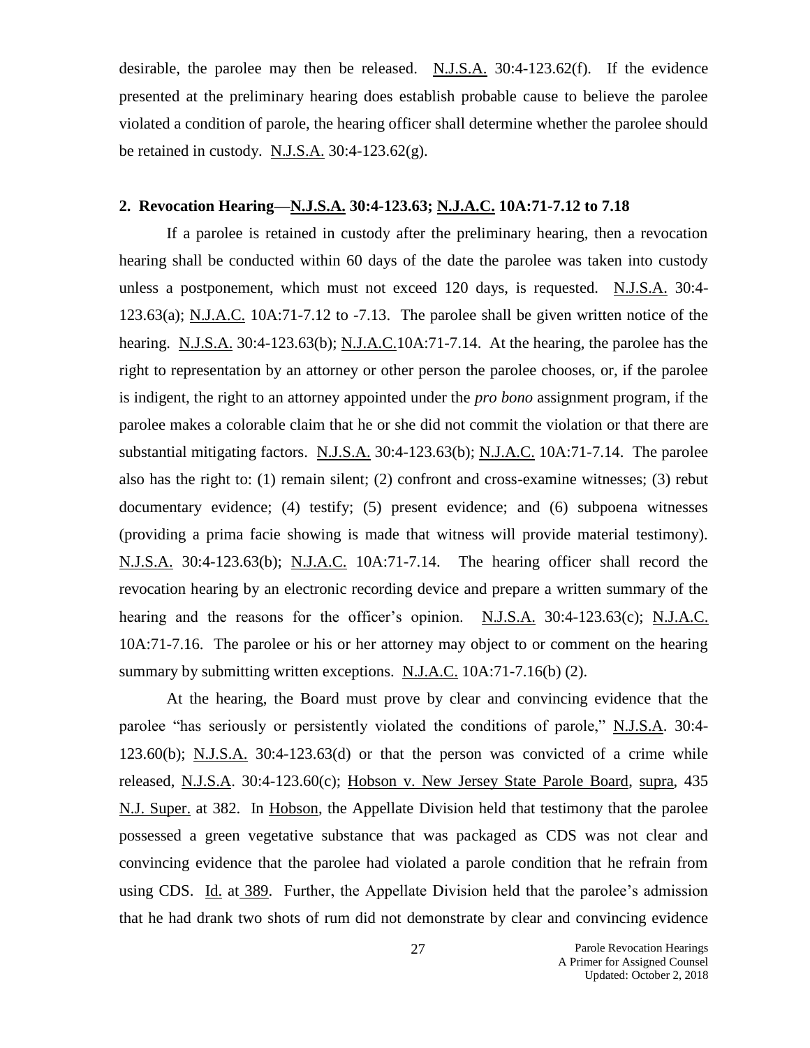desirable, the parolee may then be released. N.J.S.A. 30:4-123.62(f). If the evidence presented at the preliminary hearing does establish probable cause to believe the parolee violated a condition of parole, the hearing officer shall determine whether the parolee should be retained in custody. N.J.S.A. 30:4-123.62(g).

**2. Revocation Hearing—N.J.S.A. 30:4-123.63; N.J.A.C. 10A:71-7.12 to 7.18**

If a parolee is retained in custody after the preliminary hearing, then a revocation hearing shall be conducted within 60 days of the date the parolee was taken into custody unless a postponement, which must not exceed 120 days, is requested. N.J.S.A. 30:4-123.63(a); N.J.A.C. 10A:71-7.12 to -7.13. The parolee shall be given written notice of the hearing. N.J.S.A. 30:4-123.63(b); N.J.A.C.10A:71-7.14. At the hearing, the parolee has the right to representation by an attorney or other person the parolee chooses, or, if the parolee is indigent, the right to an attorney appointed under the *pro bono* assignment program, if the parolee makes a colorable claim that he or she did not commit the violation or that there are substantial mitigating factors. N.J.S.A. 30:4-123.63(b); N.J.A.C. 10A:71-7.14. The parolee also has the right to: (1) remain silent; (2) confront and cross-examine witnesses; (3) rebut documentary evidence; (4) testify; (5) present evidence; and (6) subpoena witnesses (providing a prima facie showing is made that witness will provide material testimony). N.J.S.A. 30:4-123.63(b); N.J.A.C. 10A:71-7.14. The hearing officer shall record the revocation hearing by an electronic recording device and prepare a written summary of the hearing and the reasons for the officer's opinion. N.J.S.A. 30:4-123.63(c); N.J.A.C. 10A:71-7.16. The parolee or his or her attorney may object to or comment on the hearing summary by submitting written exceptions. N.J.A.C. 10A:71-7.16(b) (2).

At the hearing, the Board must prove by clear and convincing evidence that the parolee "has seriously or persistently violated the conditions of parole," N.J.S.A. 30:4-123.60(b); N.J.S.A. 30:4-123.63(d) or that the person was convicted of a crime while released, N.J.S.A. 30:4-123.60(c); Hobson v. New Jersey State Parole Board, supra, 435 N.J. Super. at 382. In Hobson, the Appellate Division held that testimony that the parolee possessed a green vegetative substance that was packaged as CDS was not clear and convincing evidence that the parolee had violated a parole condition that he refrain from using CDS. Id. at 389. Further, the Appellate Division held that the parolee's admission that he had drank two shots of rum did not demonstrate by clear and convincing evidence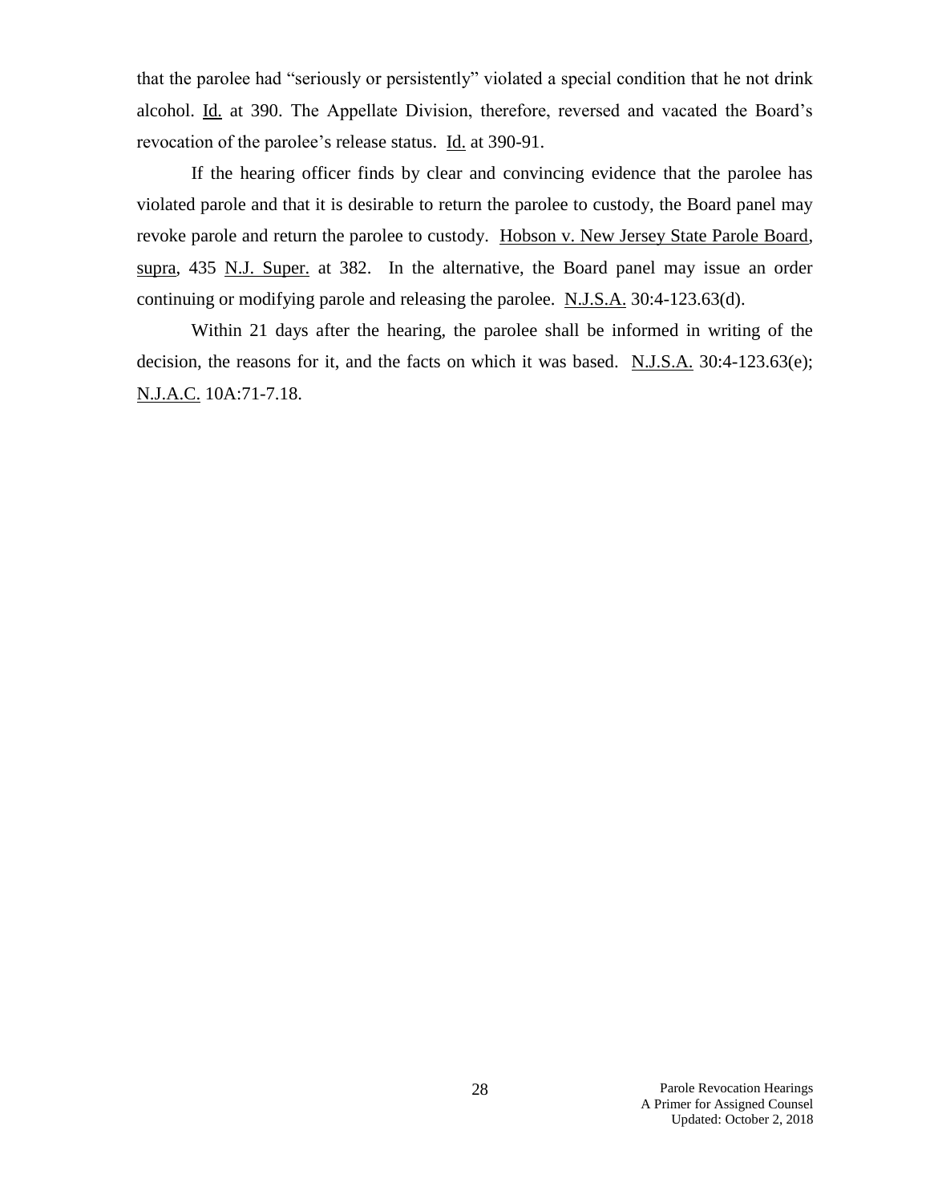that the parolee had "seriously or persistently" violated a special condition that he not drink alcohol. Id. at 390. The Appellate Division, therefore, reversed and vacated the Board's revocation of the parolee's release status. Id. at 390-91.

If the hearing officer finds by clear and convincing evidence that the parolee has violated parole and that it is desirable to return the parolee to custody, the Board panel may revoke parole and return the parolee to custody. Hobson v. New Jersey State Parole Board, supra, 435 N.J. Super. at 382. In the alternative, the Board panel may issue an order continuing or modifying parole and releasing the parolee. N.J.S.A. 30:4-123.63(d).

Within 21 days after the hearing, the parolee shall be informed in writing of the decision, the reasons for it, and the facts on which it was based. N.J.S.A. 30:4-123.63(e); N.J.A.C. 10A:71-7.18.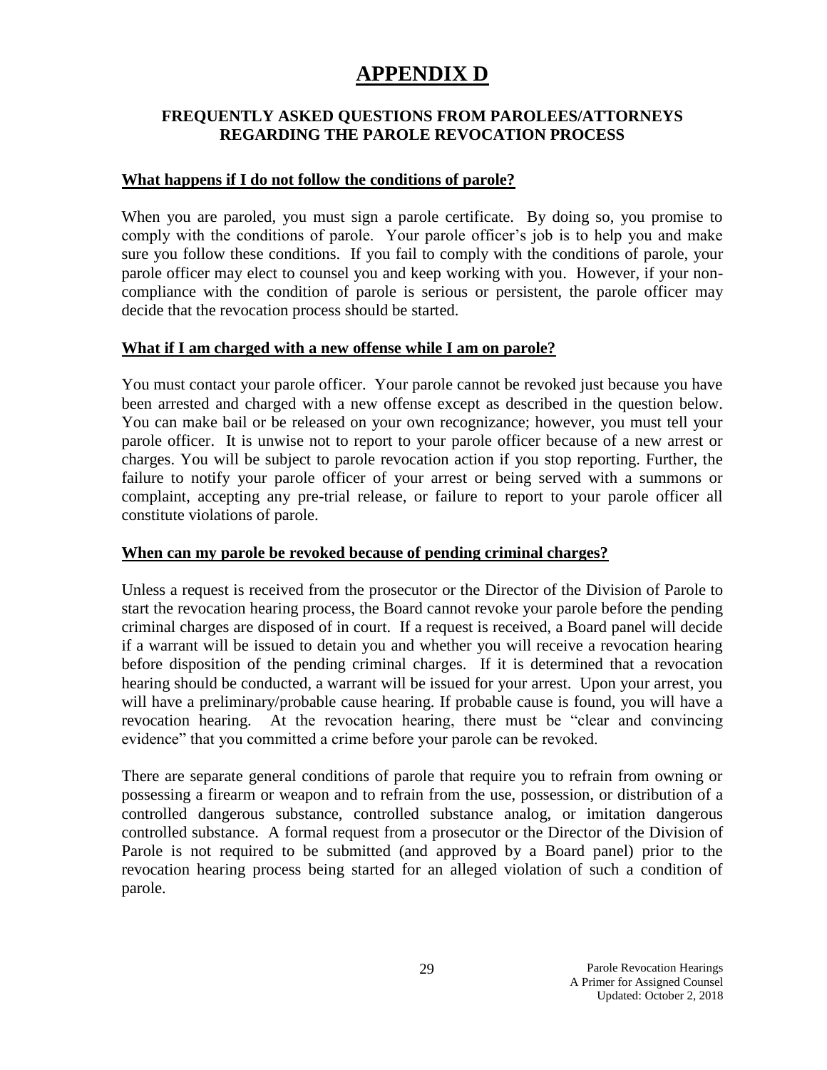# APPENDIX D

## FREQUENTLY ASKED QUESTIONS FROM PAROLEES/ATTORNEYS REGARDING THE PAROLE REVOCATION PROCESS

### What happens if I do not follow the conditions of parole?

When you are paroled, you must sign a parole certificate. By doing so, you promise to comply with the conditions of parole. Your parole officer's job is to help you and make sure you follow these conditions. If you fail to comply with the conditions of parole, your parole officer may elect to counsel you and keep working with you. However, if your non-compliance with the condition of parole is serious or persistent, the parole officer may decide that the revocation process should be started.

### What if I am charged with a new offense while I am on parole?

You must contact your parole officer. Your parole cannot be revoked just because you have been arrested and charged with a new offense except as described in the question below. You can make bail or be released on your own recognizance; however, you must tell your parole officer. It is unwise not to report to your parole officer because of a new arrest or charges. You will be subject to parole revocation action if you stop reporting. Further, the failure to notify your parole officer of your arrest or being served with a summons or complaint, accepting any pre-trial release, or failure to report to your parole officer all constitute violations of parole.

### When can my parole be revoked because of pending criminal charges?

Unless a request is received from the prosecutor or the Director of the Division of Parole to start the revocation hearing process, the Board cannot revoke your parole before the pending criminal charges are disposed of in court. If a request is received, a Board panel will decide if a warrant will be issued to detain you and whether you will receive a revocation hearing before disposition of the pending criminal charges. If it is determined that a revocation hearing should be conducted, a warrant will be issued for your arrest. Upon your arrest, you will have a preliminary/probable cause hearing. If probable cause is found, you will have a revocation hearing. At the revocation hearing, there must be "clear and convincing evidence" that you committed a crime before your parole can be revoked.

There are separate general conditions of parole that require you to refrain from owning or possessing a firearm or weapon and to refrain from the use, possession, or distribution of a controlled dangerous substance, controlled substance analog, or imitation dangerous controlled substance. A formal request from a prosecutor or the Director of the Division of Parole is not required to be submitted (and approved by a Board panel) prior to the revocation hearing process being started for an alleged violation of such a condition of parole.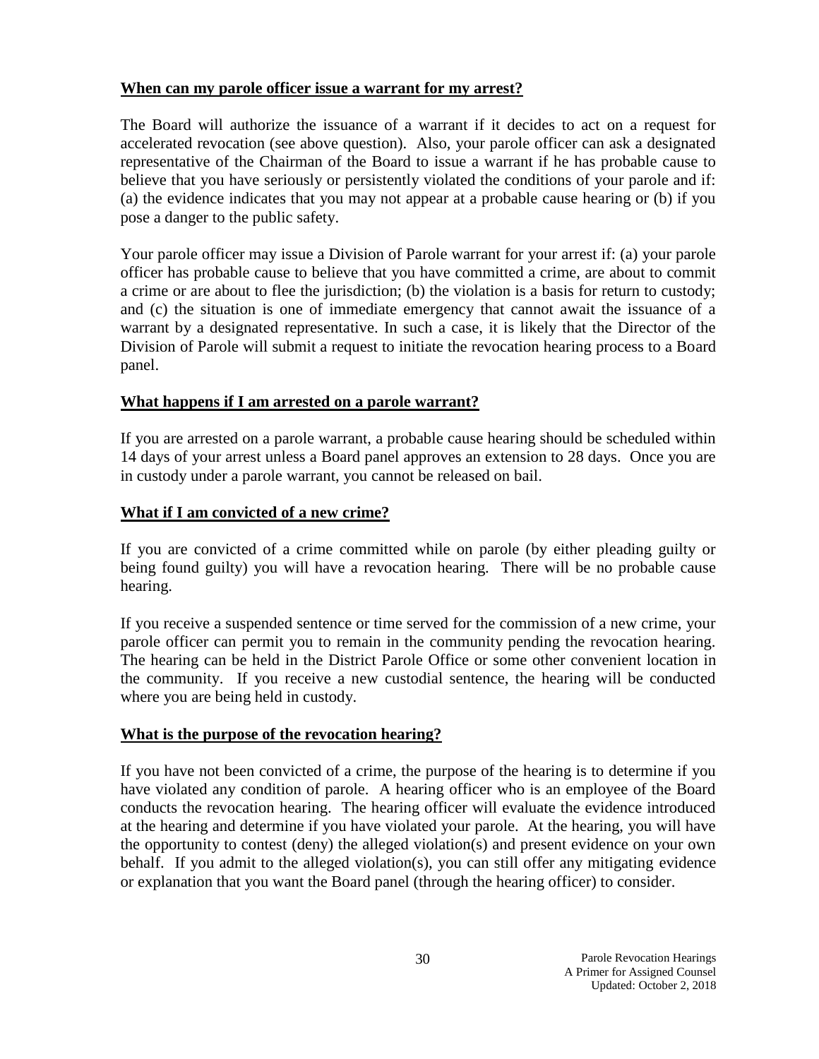**When can my parole officer issue a warrant for my arrest?**

The Board will authorize the issuance of a warrant if it decides to act on a request for accelerated revocation (see above question). Also, your parole officer can ask a designated representative of the Chairman of the Board to issue a warrant if he has probable cause to believe that you have seriously or persistently violated the conditions of your parole and if: (a) the evidence indicates that you may not appear at a probable cause hearing or (b) if you pose a danger to the public safety.

Your parole officer may issue a Division of Parole warrant for your arrest if: (a) your parole officer has probable cause to believe that you have committed a crime, are about to commit a crime or are about to flee the jurisdiction; (b) the violation is a basis for return to custody; and (c) the situation is one of immediate emergency that cannot await the issuance of a warrant by a designated representative. In such a case, it is likely that the Director of the Division of Parole will submit a request to initiate the revocation hearing process to a Board panel.

**What happens if I am arrested on a parole warrant?**

If you are arrested on a parole warrant, a probable cause hearing should be scheduled within 14 days of your arrest unless a Board panel approves an extension to 28 days. Once you are in custody under a parole warrant, you cannot be released on bail.

**What if I am convicted of a new crime?**

If you are convicted of a crime committed while on parole (by either pleading guilty or being found guilty) you will have a revocation hearing. There will be no probable cause hearing.

If you receive a suspended sentence or time served for the commission of a new crime, your parole officer can permit you to remain in the community pending the revocation hearing. The hearing can be held in the District Parole Office or some other convenient location in the community. If you receive a new custodial sentence, the hearing will be conducted where you are being held in custody.

**What is the purpose of the revocation hearing?**

If you have not been convicted of a crime, the purpose of the hearing is to determine if you have violated any condition of parole. A hearing officer who is an employee of the Board conducts the revocation hearing. The hearing officer will evaluate the evidence introduced at the hearing and determine if you have violated your parole. At the hearing, you will have the opportunity to contest (deny) the alleged violation(s) and present evidence on your own behalf. If you admit to the alleged violation(s), you can still offer any mitigating evidence or explanation that you want the Board panel (through the hearing officer) to consider.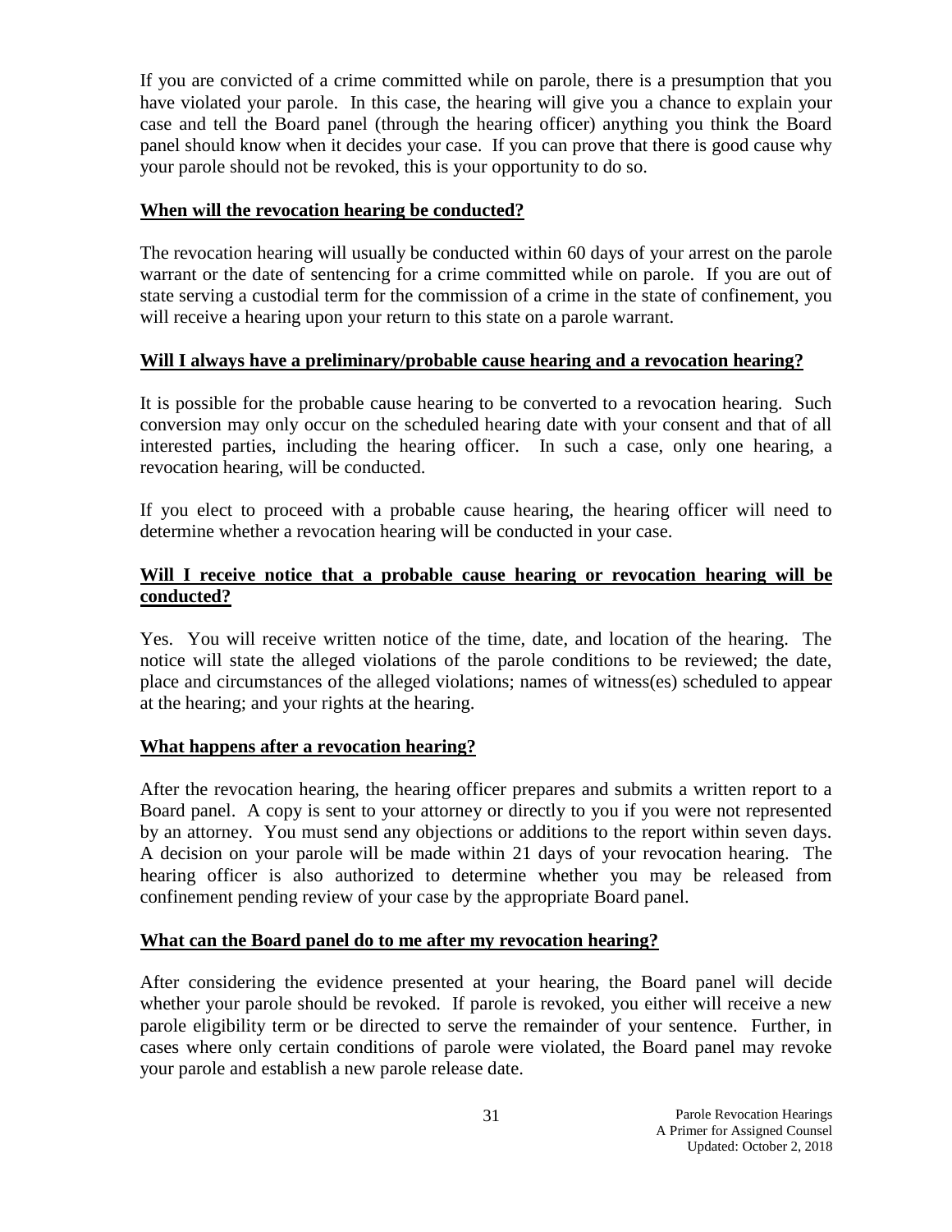If you are convicted of a crime committed while on parole, there is a presumption that you have violated your parole. In this case, the hearing will give you a chance to explain your case and tell the Board panel (through the hearing officer) anything you think the Board panel should know when it decides your case. If you can prove that there is good cause why your parole should not be revoked, this is your opportunity to do so.

## When will the revocation hearing be conducted?

The revocation hearing will usually be conducted within 60 days of your arrest on the parole warrant or the date of sentencing for a crime committed while on parole. If you are out of state serving a custodial term for the commission of a crime in the state of confinement, you will receive a hearing upon your return to this state on a parole warrant.

## Will I always have a preliminary/probable cause hearing and a revocation hearing?

It is possible for the probable cause hearing to be converted to a revocation hearing. Such conversion may only occur on the scheduled hearing date with your consent and that of all interested parties, including the hearing officer. In such a case, only one hearing, a revocation hearing, will be conducted.

If you elect to proceed with a probable cause hearing, the hearing officer will need to determine whether a revocation hearing will be conducted in your case.

## Will I receive notice that a probable cause hearing or revocation hearing will be conducted?

Yes. You will receive written notice of the time, date, and location of the hearing. The notice will state the alleged violations of the parole conditions to be reviewed; the date, place and circumstances of the alleged violations; names of witness(es) scheduled to appear at the hearing; and your rights at the hearing.

## What happens after a revocation hearing?

After the revocation hearing, the hearing officer prepares and submits a written report to a Board panel. A copy is sent to your attorney or directly to you if you were not represented by an attorney. You must send any objections or additions to the report within seven days. A decision on your parole will be made within 21 days of your revocation hearing. The hearing officer is also authorized to determine whether you may be released from confinement pending review of your case by the appropriate Board panel.

## What can the Board panel do to me after my revocation hearing?

After considering the evidence presented at your hearing, the Board panel will decide whether your parole should be revoked. If parole is revoked, you either will receive a new parole eligibility term or be directed to serve the remainder of your sentence. Further, in cases where only certain conditions of parole were violated, the Board panel may revoke your parole and establish a new parole release date.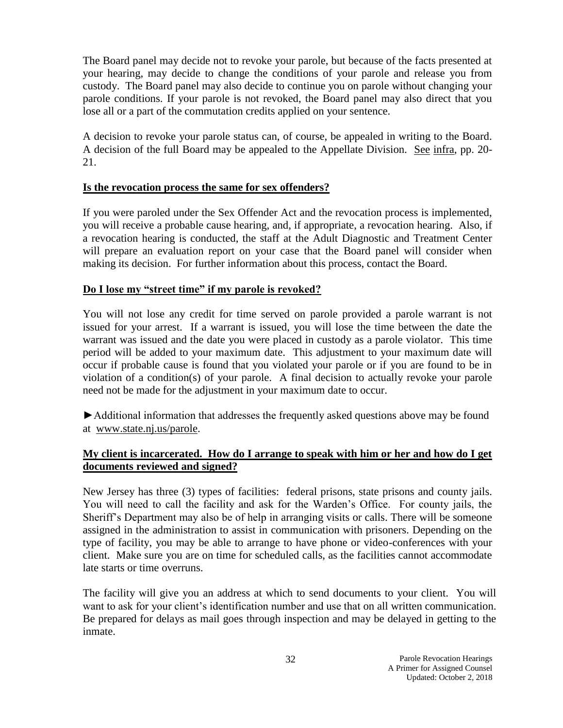The Board panel may decide not to revoke your parole, but because of the facts presented at your hearing, may decide to change the conditions of your parole and release you from custody. The Board panel may also decide to continue you on parole without changing your parole conditions. If your parole is not revoked, the Board panel may also direct that you lose all or a part of the commutation credits applied on your sentence.

A decision to revoke your parole status can, of course, be appealed in writing to the Board. A decision of the full Board may be appealed to the Appellate Division. See infra, pp. 20-21.

**Is the revocation process the same for sex offenders?**

If you were paroled under the Sex Offender Act and the revocation process is implemented, you will receive a probable cause hearing, and, if appropriate, a revocation hearing. Also, if a revocation hearing is conducted, the staff at the Adult Diagnostic and Treatment Center will prepare an evaluation report on your case that the Board panel will consider when making its decision. For further information about this process, contact the Board.

**Do I lose my "street time" if my parole is revoked?**

You will not lose any credit for time served on parole provided a parole warrant is not issued for your arrest. If a warrant is issued, you will lose the time between the date the warrant was issued and the date you were placed in custody as a parole violator. This time period will be added to your maximum date. This adjustment to your maximum date will occur if probable cause is found that you violated your parole or if you are found to be in violation of a condition(s) of your parole. A final decision to actually revoke your parole need not be made for the adjustment in your maximum date to occur.

►Additional information that addresses the frequently asked questions above may be found at www.state.nj.us/parole.

**My client is incarcerated. How do I arrange to speak with him or her and how do I get documents reviewed and signed?**

New Jersey has three (3) types of facilities: federal prisons, state prisons and county jails. You will need to call the facility and ask for the Warden's Office. For county jails, the Sheriff's Department may also be of help in arranging visits or calls. There will be someone assigned in the administration to assist in communication with prisoners. Depending on the type of facility, you may be able to arrange to have phone or video-conferences with your client. Make sure you are on time for scheduled calls, as the facilities cannot accommodate late starts or time overruns.

The facility will give you an address at which to send documents to your client. You will want to ask for your client's identification number and use that on all written communication. Be prepared for delays as mail goes through inspection and may be delayed in getting to the inmate.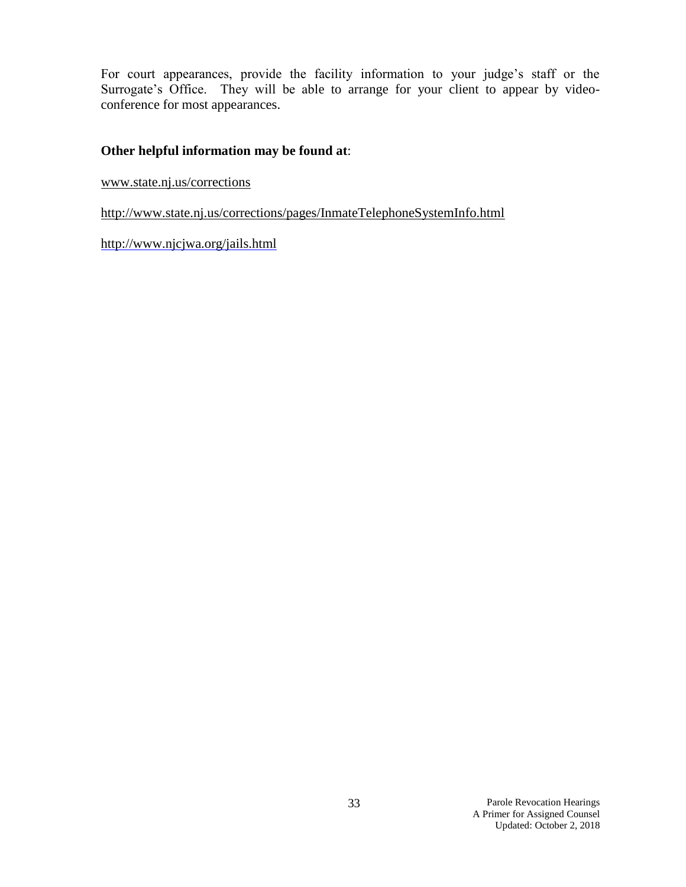For court appearances, provide the facility information to your judge's staff or the Surrogate's Office. They will be able to arrange for your client to appear by video-conference for most appearances.

**Other helpful information may be found at**:

www.state.nj.us/corrections

http://www.state.nj.us/corrections/pages/InmateTelephoneSystemInfo.html

http://www.njcjwa.org/jails.html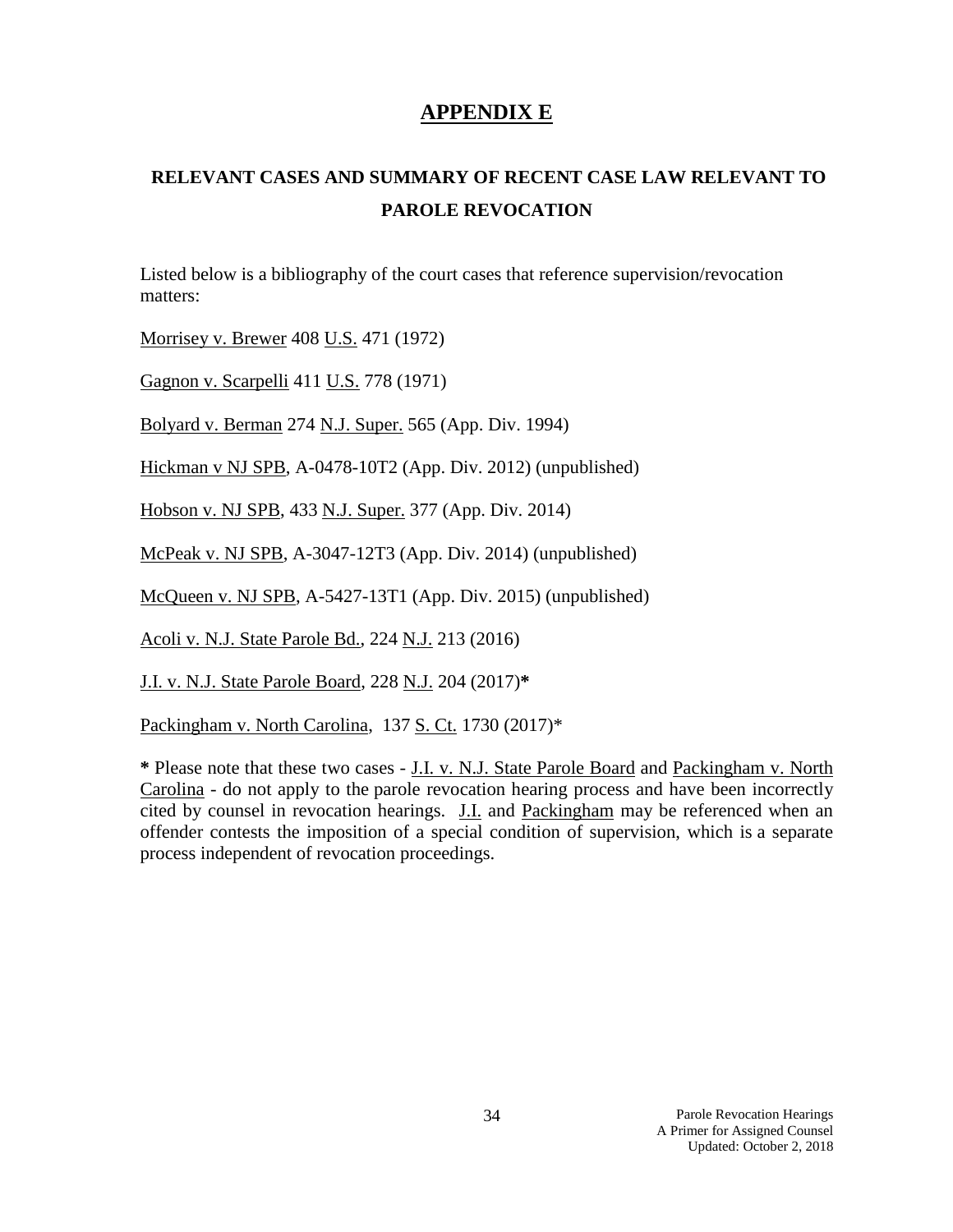# APPENDIX E

## RELEVANT CASES AND SUMMARY OF RECENT CASE LAW RELEVANT TO PAROLE REVOCATION

Listed below is a bibliography of the court cases that reference supervision/revocation matters:

Morrisey v. Brewer 408 U.S. 471 (1972)

Gagnon v. Scarpelli 411 U.S. 778 (1971)

Bolyard v. Berman 274 N.J. Super. 565 (App. Div. 1994)

Hickman v NJ SPB, A-0478-10T2 (App. Div. 2012) (unpublished)

Hobson v. NJ SPB, 433 N.J. Super. 377 (App. Div. 2014)

McPeak v. NJ SPB, A-3047-12T3 (App. Div. 2014) (unpublished)

McQueen v. NJ SPB, A-5427-13T1 (App. Div. 2015) (unpublished)

Acoli v. N.J. State Parole Bd., 224 N.J. 213 (2016)

J.I. v. N.J. State Parole Board, 228 N.J. 204 (2017)**\***

Packingham v. North Carolina, 137 S. Ct. 1730 (2017)*

**\*** Please note that these two cases - J.I. v. N.J. State Parole Board and Packingham v. North Carolina - do not apply to the parole revocation hearing process and have been incorrectly cited by counsel in revocation hearings. J.I. and Packingham may be referenced when an offender contests the imposition of a special condition of supervision, which is a separate process independent of revocation proceedings.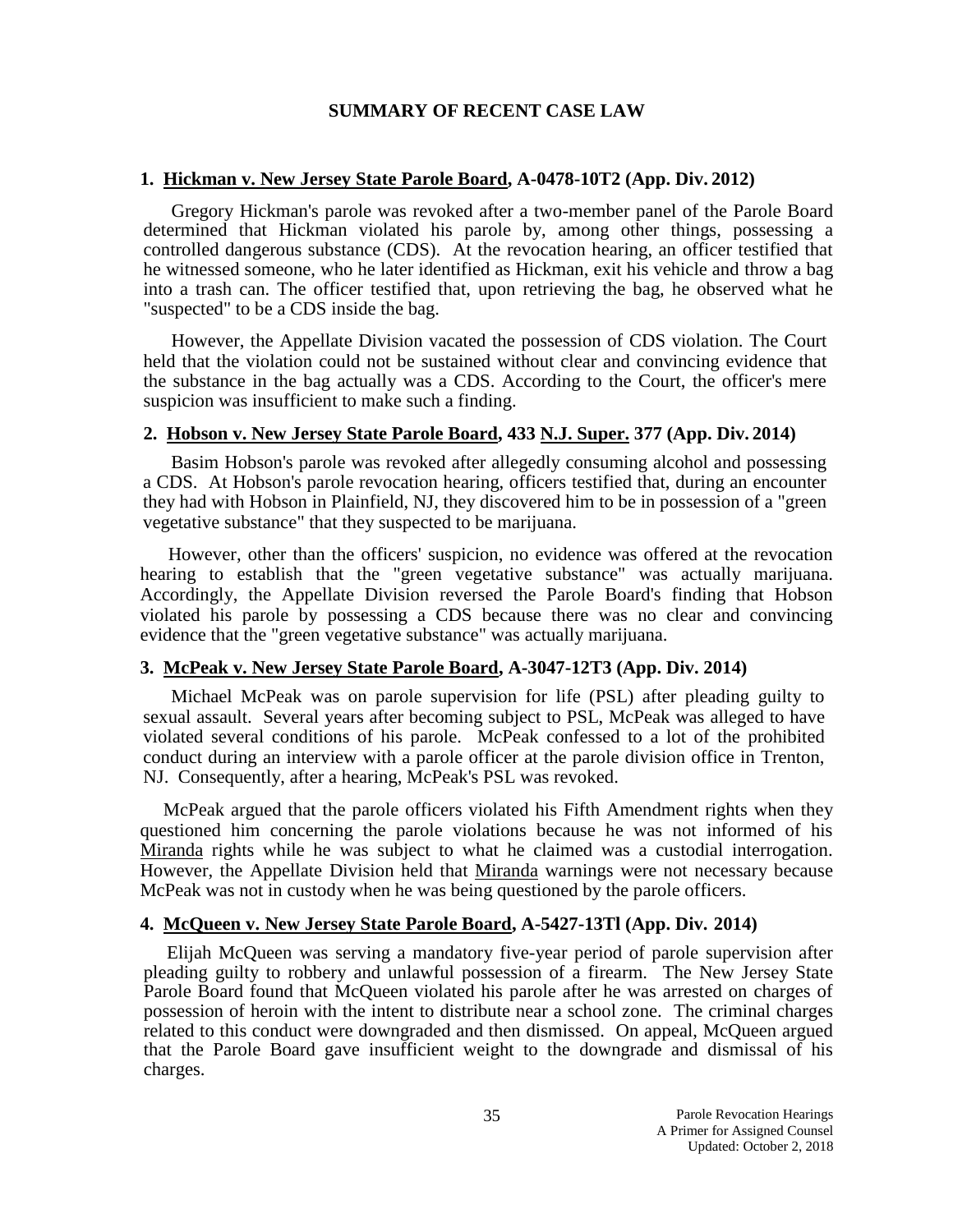# SUMMARY OF RECENT CASE LAW

### 1. <u>Hickman v. New Jersey State Parole Board</u>, A-0478-10T2 (App. Div. 2012)

Gregory Hickman's parole was revoked after a two-member panel of the Parole Board determined that Hickman violated his parole by, among other things, possessing a controlled dangerous substance (CDS). At the revocation hearing, an officer testified that he witnessed someone, who he later identified as Hickman, exit his vehicle and throw a bag into a trash can. The officer testified that, upon retrieving the bag, he observed what he "suspected" to be a CDS inside the bag.

However, the Appellate Division vacated the possession of CDS violation. The Court held that the violation could not be sustained without clear and convincing evidence that the substance in the bag actually was a CDS. According to the Court, the officer's mere suspicion was insufficient to make such a finding.

### 2. <u>Hobson v. New Jersey State Parole Board</u>, 433 <u>N.J. Super.</u> 377 (App. Div. 2014)

Basim Hobson's parole was revoked after allegedly consuming alcohol and possessing a CDS. At Hobson's parole revocation hearing, officers testified that, during an encounter they had with Hobson in Plainfield, NJ, they discovered him to be in possession of a "green vegetative substance" that they suspected to be marijuana.

However, other than the officers' suspicion, no evidence was offered at the revocation hearing to establish that the "green vegetative substance" was actually marijuana. Accordingly, the Appellate Division reversed the Parole Board's finding that Hobson violated his parole by possessing a CDS because there was no clear and convincing evidence that the "green vegetative substance" was actually marijuana.

### 3. <u>McPeak v. New Jersey State Parole Board</u>, A-3047-12T3 (App. Div. 2014)

Michael McPeak was on parole supervision for life (PSL) after pleading guilty to sexual assault. Several years after becoming subject to PSL, McPeak was alleged to have violated several conditions of his parole. McPeak confessed to a lot of the prohibited conduct during an interview with a parole officer at the parole division office in Trenton, NJ. Consequently, after a hearing, McPeak's PSL was revoked.

McPeak argued that the parole officers violated his Fifth Amendment rights when they questioned him concerning the parole violations because he was not informed of his <u>Miranda</u> rights while he was subject to what he claimed was a custodial interrogation. However, the Appellate Division held that <u>Miranda</u> warnings were not necessary because McPeak was not in custody when he was being questioned by the parole officers.

### 4. <u>McQueen v. New Jersey State Parole Board</u>, A-5427-13Tl (App. Div. 2014)

Elijah McQueen was serving a mandatory five-year period of parole supervision after pleading guilty to robbery and unlawful possession of a firearm. The New Jersey State Parole Board found that McQueen violated his parole after he was arrested on charges of possession of heroin with the intent to distribute near a school zone. The criminal charges related to this conduct were downgraded and then dismissed. On appeal, McQueen argued that the Parole Board gave insufficient weight to the downgrade and dismissal of his charges.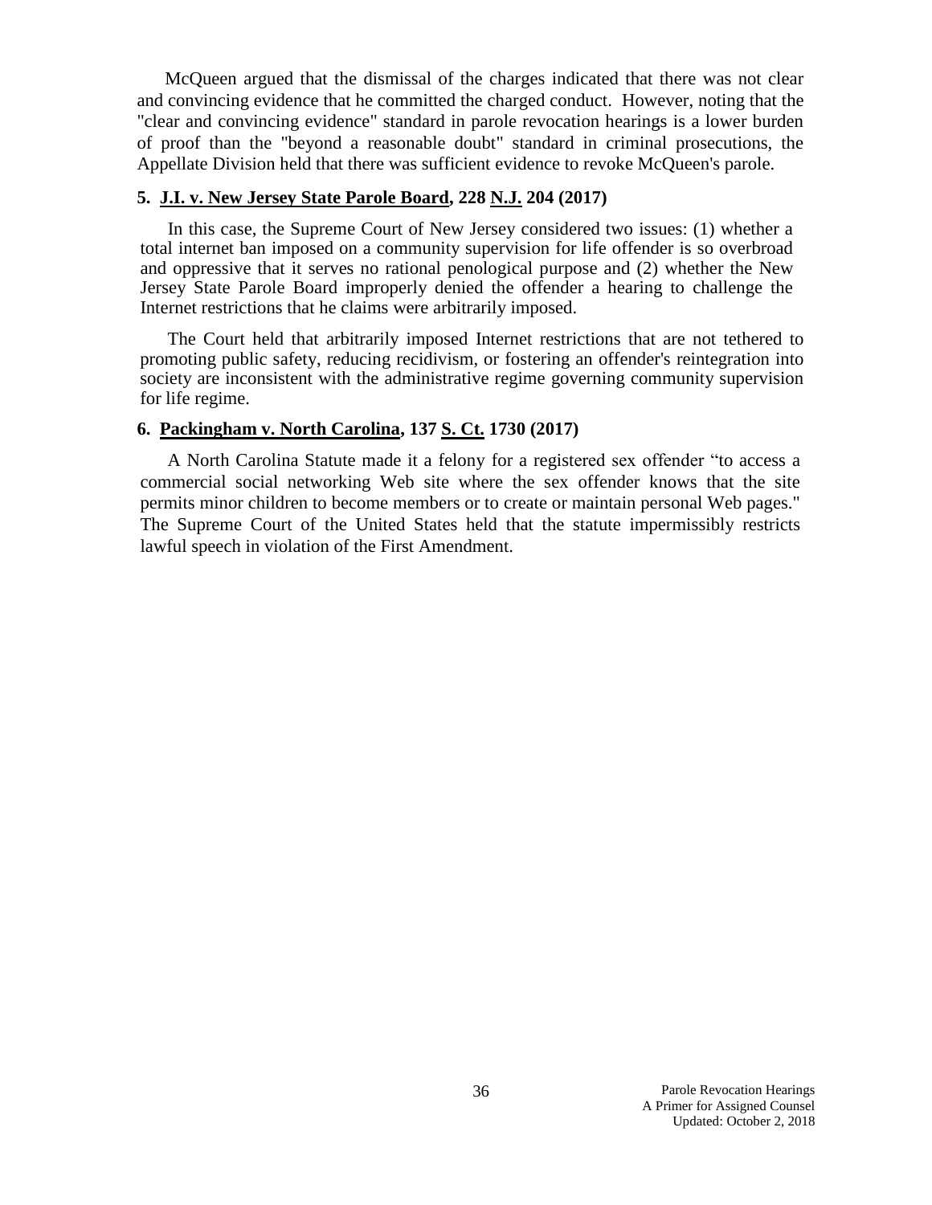McQueen argued that the dismissal of the charges indicated that there was not clear and convincing evidence that he committed the charged conduct. However, noting that the "clear and convincing evidence" standard in parole revocation hearings is a lower burden of proof than the "beyond a reasonable doubt" standard in criminal prosecutions, the Appellate Division held that there was sufficient evidence to revoke McQueen's parole.

### 5. J.I. v. New Jersey State Parole Board, 228 N.J. 204 (2017)

In this case, the Supreme Court of New Jersey considered two issues: (1) whether a total internet ban imposed on a community supervision for life offender is so overbroad and oppressive that it serves no rational penological purpose and (2) whether the New Jersey State Parole Board improperly denied the offender a hearing to challenge the Internet restrictions that he claims were arbitrarily imposed.

The Court held that arbitrarily imposed Internet restrictions that are not tethered to promoting public safety, reducing recidivism, or fostering an offender's reintegration into society are inconsistent with the administrative regime governing community supervision for life regime.

### 6. Packingham v. North Carolina, 137 S. Ct. 1730 (2017)

A North Carolina Statute made it a felony for a registered sex offender "to access a commercial social networking Web site where the sex offender knows that the site permits minor children to become members or to create or maintain personal Web pages." The Supreme Court of the United States held that the statute impermissibly restricts lawful speech in violation of the First Amendment.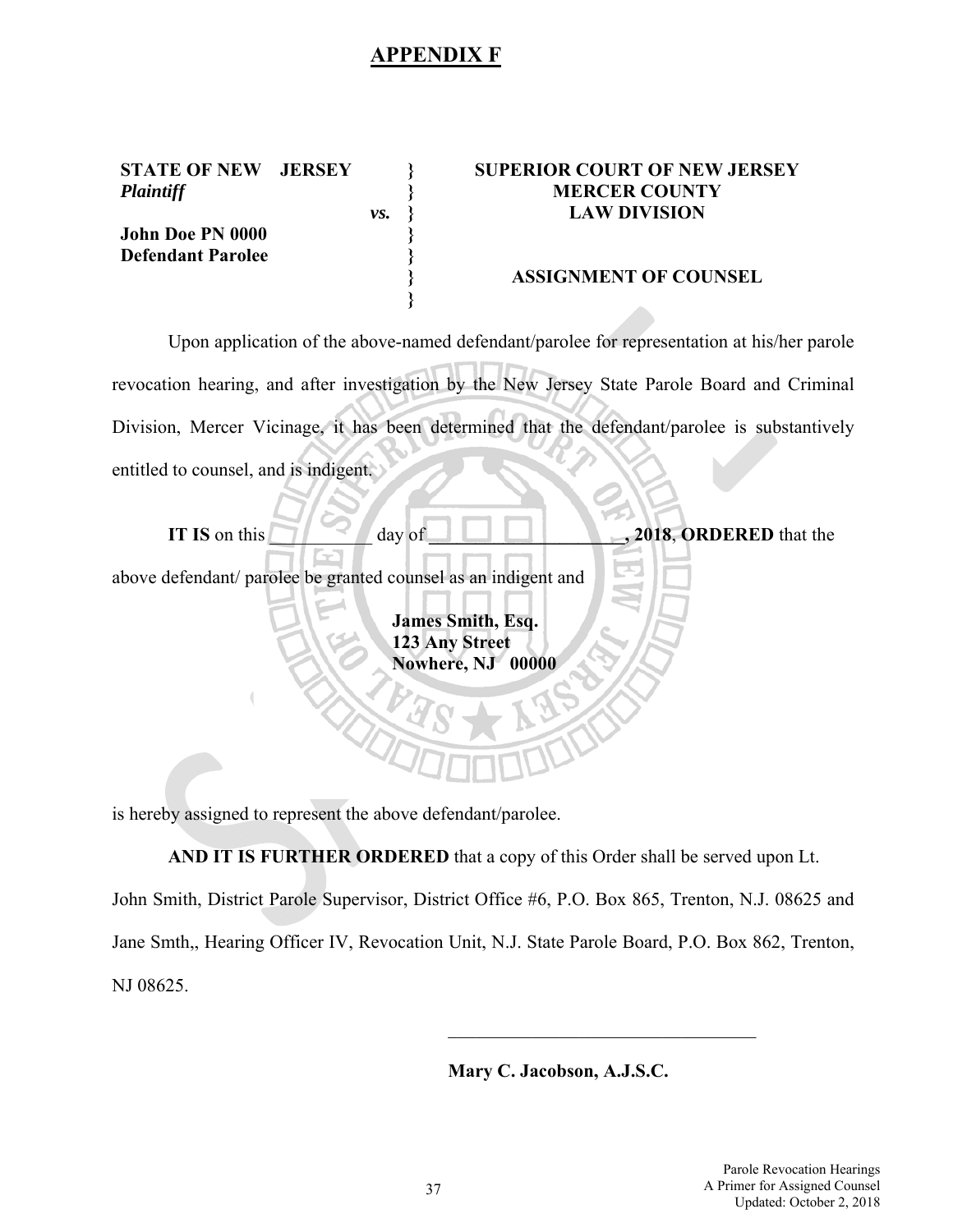# APPENDIX F

| **STATE OF NEW JERSEY** <br> ***Plaintiff*** <br><br> **John Doe PN 0000** <br> **Defendant Parolee** | } <br> } <br> *vs.* } <br> } <br> } <br> } <br> } | **SUPERIOR COURT OF NEW JERSEY** <br> **MERCER COUNTY** <br> **LAW DIVISION** <br><br><br> **ASSIGNMENT OF COUNSEL** |
|---|---|---|

Upon application of the above-named defendant/parolee for representation at his/her parole revocation hearing, and after investigation by the New Jersey State Parole Board and Criminal Division, Mercer Vicinage, it has been determined that the defendant/parolee is substantively entitled to counsel, and is indigent.

**IT IS** on this __________ day of ____________________**, 2018**, **ORDERED** that the above defendant/ parolee be granted counsel as an indigent and

**James Smith, Esq.**
**123 Any Street**
**Nowhere, NJ 00000**

is hereby assigned to represent the above defendant/parolee.

**AND IT IS FURTHER ORDERED** that a copy of this Order shall be served upon Lt. John Smith, District Parole Supervisor, District Office #6, P.O. Box 865, Trenton, N.J. 08625 and Jane Smth,, Hearing Officer IV, Revocation Unit, N.J. State Parole Board, P.O. Box 862, Trenton, NJ 08625.

_________________________________

**Mary C. Jacobson, A.J.S.C.**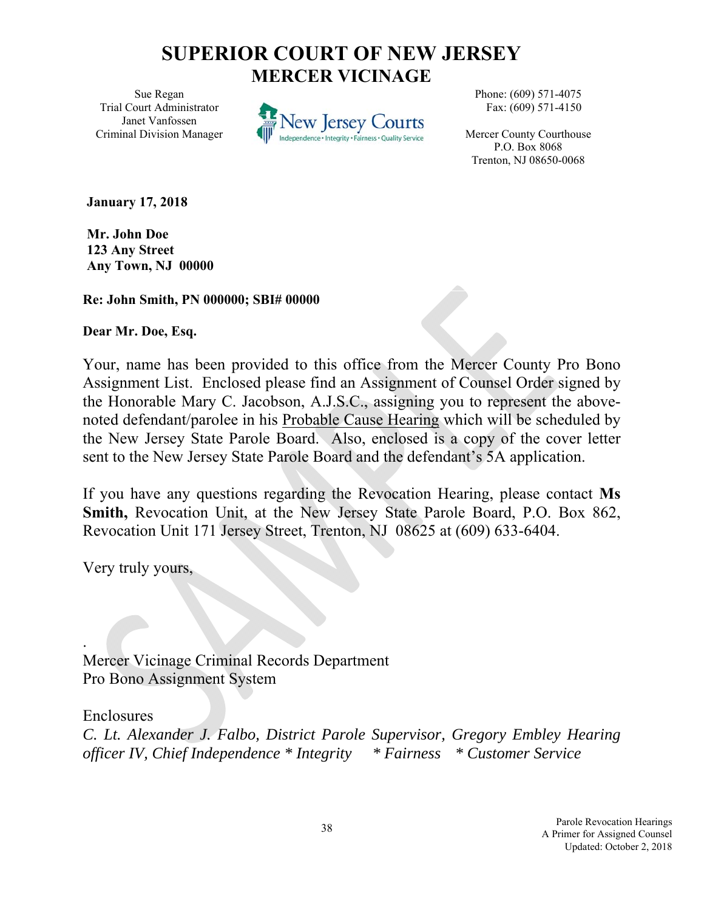# SUPERIOR COURT OF NEW JERSEY
## MERCER VICINAGE

Sue Regan
Trial Court Administrator
Janet Vanfossen
Criminal Division Manager

New Jersey Courts
Independence • Integrity • Fairness • Quality Service

Phone: (609) 571-4075
Fax: (609) 571-4150

Mercer County Courthouse
P.O. Box 8068
Trenton, NJ 08650-0068

**January 17, 2018**

**Mr. John Doe**
**123 Any Street**
**Any Town, NJ 00000**

**Re: John Smith, PN 000000; SBI# 00000**

**Dear Mr. Doe, Esq.**

Your, name has been provided to this office from the Mercer County Pro Bono Assignment List. Enclosed please find an Assignment of Counsel Order signed by the Honorable Mary C. Jacobson, A.J.S.C., assigning you to represent the above-noted defendant/parolee in his <u>Probable Cause Hearing</u> which will be scheduled by the New Jersey State Parole Board. Also, enclosed is a copy of the cover letter sent to the New Jersey State Parole Board and the defendant's 5A application.

If you have any questions regarding the Revocation Hearing, please contact **Ms Smith,** Revocation Unit, at the New Jersey State Parole Board, P.O. Box 862, Revocation Unit 171 Jersey Street, Trenton, NJ 08625 at (609) 633-6404.

Very truly yours,

.
Mercer Vicinage Criminal Records Department
Pro Bono Assignment System

Enclosures
*C. Lt. Alexander J. Falbo, District Parole Supervisor, Gregory Embley Hearing officer IV, Chief Independence * Integrity * Fairness * Customer Service*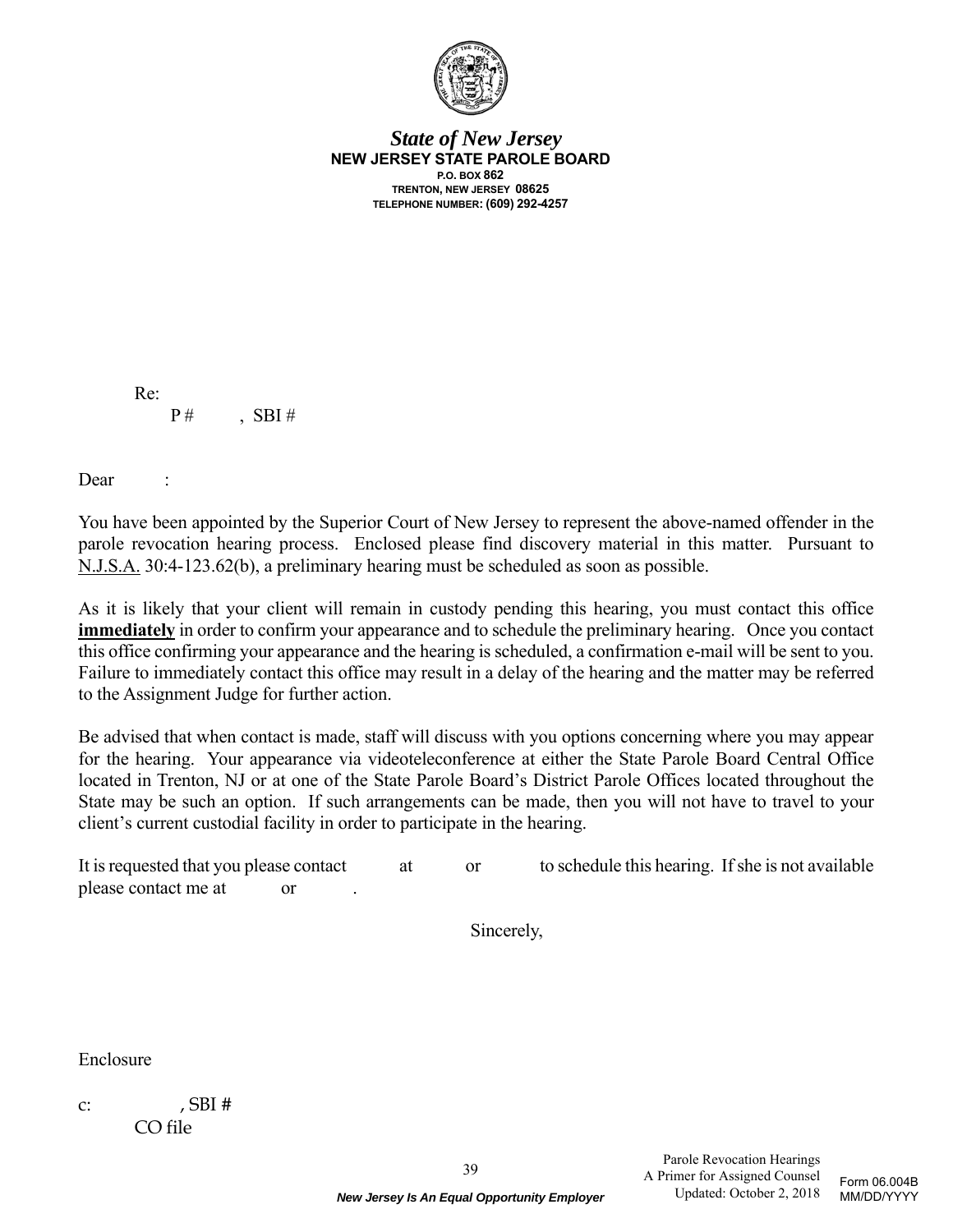*State of New Jersey*
**NEW JERSEY STATE PAROLE BOARD**
P.O. BOX 862
TRENTON, NEW JERSEY 08625
TELEPHONE NUMBER: (609) 292-4257

Re:
P # , SBI #

Dear :

You have been appointed by the Superior Court of New Jersey to represent the above-named offender in the parole revocation hearing process. Enclosed please find discovery material in this matter. Pursuant to N.J.S.A. 30:4-123.62(b), a preliminary hearing must be scheduled as soon as possible.

As it is likely that your client will remain in custody pending this hearing, you must contact this office **immediately** in order to confirm your appearance and to schedule the preliminary hearing. Once you contact this office confirming your appearance and the hearing is scheduled, a confirmation e-mail will be sent to you. Failure to immediately contact this office may result in a delay of the hearing and the matter may be referred to the Assignment Judge for further action.

Be advised that when contact is made, staff will discuss with you options concerning where you may appear for the hearing. Your appearance via videoteleconference at either the State Parole Board Central Office located in Trenton, NJ or at one of the State Parole Board's District Parole Offices located throughout the State may be such an option. If such arrangements can be made, then you will not have to travel to your client's current custodial facility in order to participate in the hearing.

It is requested that you please contact at or to schedule this hearing. If she is not available please contact me at or .

Sincerely,

Enclosure

c: , SBI #
CO file

New Jersey Is An Equal Opportunity Employer

Form 06.004B
MM/DD/YYYY